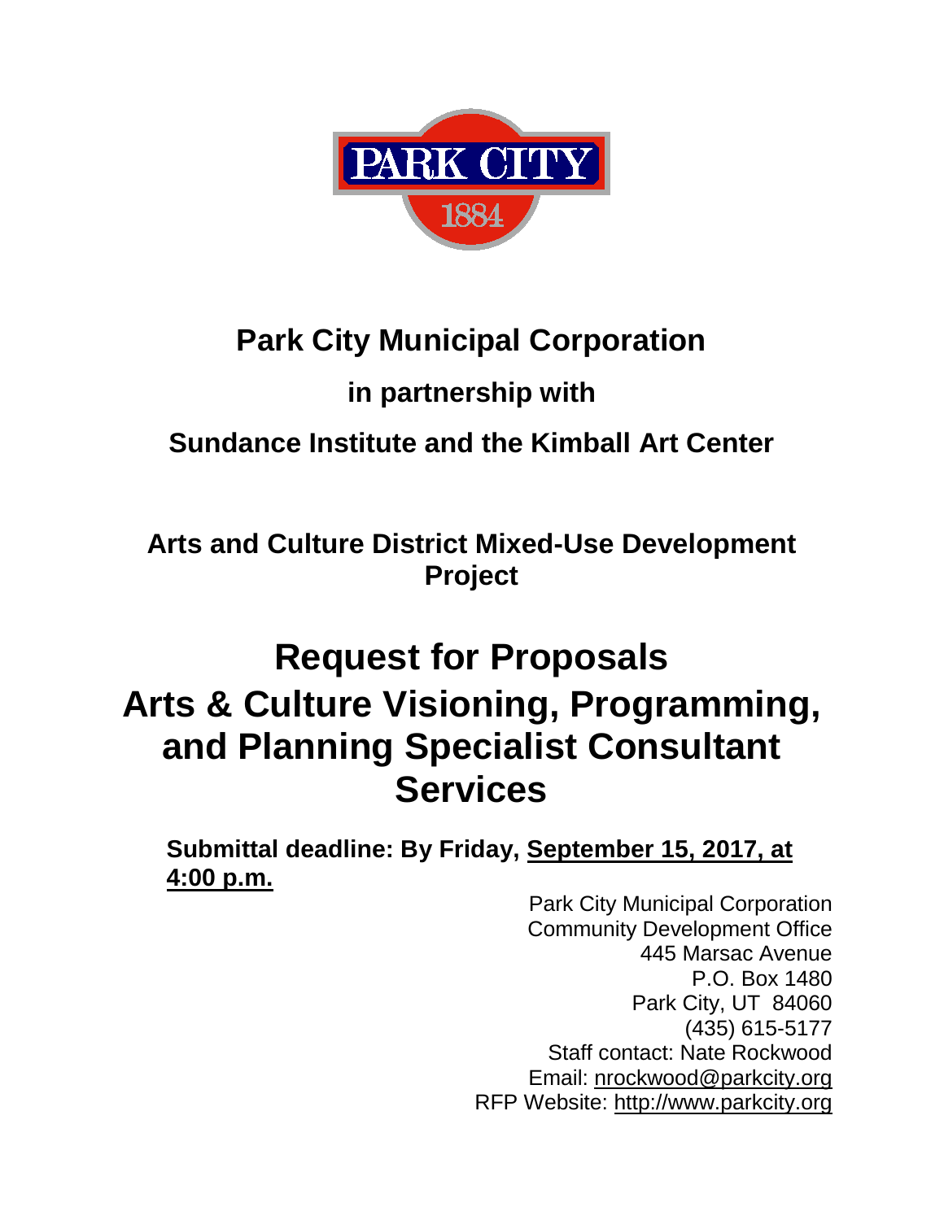# Park City Municipal Corporation

## in partnership with

## Sundance Institute and the Kimball Art Center

## Arts and Culture District Mixed-Use Development Project

# Request for Proposals
# Arts & Culture Visioning, Programming, and Planning Specialist Consultant Services

**Submittal deadline: By Friday, September 15, 2017, at 4:00 p.m.**

Park City Municipal Corporation
Community Development Office
445 Marsac Avenue
P.O. Box 1480
Park City, UT 84060
(435) 615-5177
Staff contact: Nate Rockwood
Email: nrockwood@parkcity.org
RFP Website: http://www.parkcity.org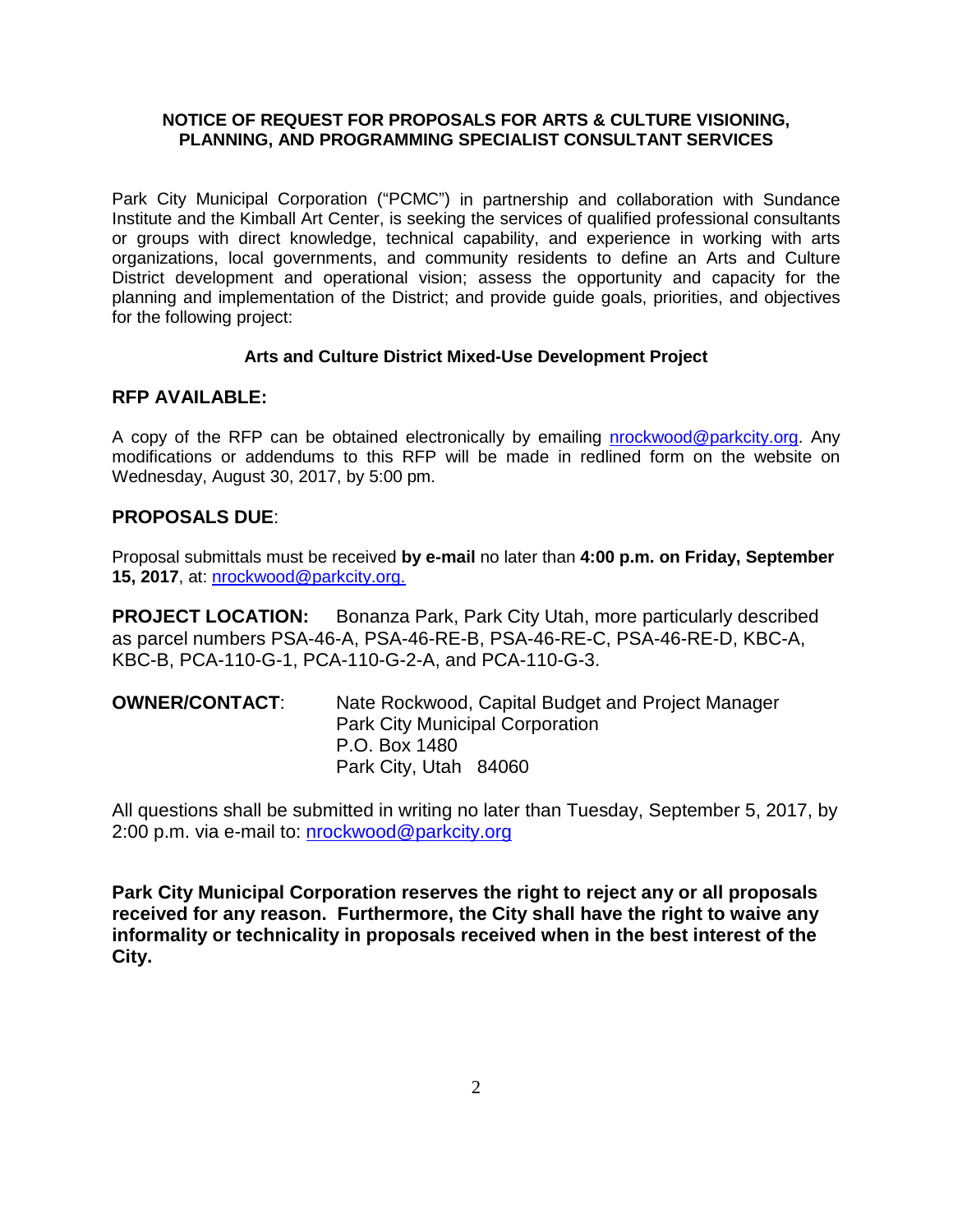**NOTICE OF REQUEST FOR PROPOSALS FOR ARTS & CULTURE VISIONING, PLANNING, AND PROGRAMMING SPECIALIST CONSULTANT SERVICES**

Park City Municipal Corporation ("PCMC") in partnership and collaboration with Sundance Institute and the Kimball Art Center, is seeking the services of qualified professional consultants or groups with direct knowledge, technical capability, and experience in working with arts organizations, local governments, and community residents to define an Arts and Culture District development and operational vision; assess the opportunity and capacity for the planning and implementation of the District; and provide guide goals, priorities, and objectives for the following project:

**Arts and Culture District Mixed-Use Development Project**

## RFP AVAILABLE:

A copy of the RFP can be obtained electronically by emailing nrockwood@parkcity.org. Any modifications or addendums to this RFP will be made in redlined form on the website on Wednesday, August 30, 2017, by 5:00 pm.

## PROPOSALS DUE:

Proposal submittals must be received **by e-mail** no later than **4:00 p.m. on Friday, September 15, 2017**, at: nrockwood@parkcity.org.

**PROJECT LOCATION:** Bonanza Park, Park City Utah, more particularly described as parcel numbers PSA-46-A, PSA-46-RE-B, PSA-46-RE-C, PSA-46-RE-D, KBC-A, KBC-B, PCA-110-G-1, PCA-110-G-2-A, and PCA-110-G-3.

**OWNER/CONTACT:** Nate Rockwood, Capital Budget and Project Manager
Park City Municipal Corporation
P.O. Box 1480
Park City, Utah 84060

All questions shall be submitted in writing no later than Tuesday, September 5, 2017, by 2:00 p.m. via e-mail to: nrockwood@parkcity.org

**Park City Municipal Corporation reserves the right to reject any or all proposals received for any reason. Furthermore, the City shall have the right to waive any informality or technicality in proposals received when in the best interest of the City.**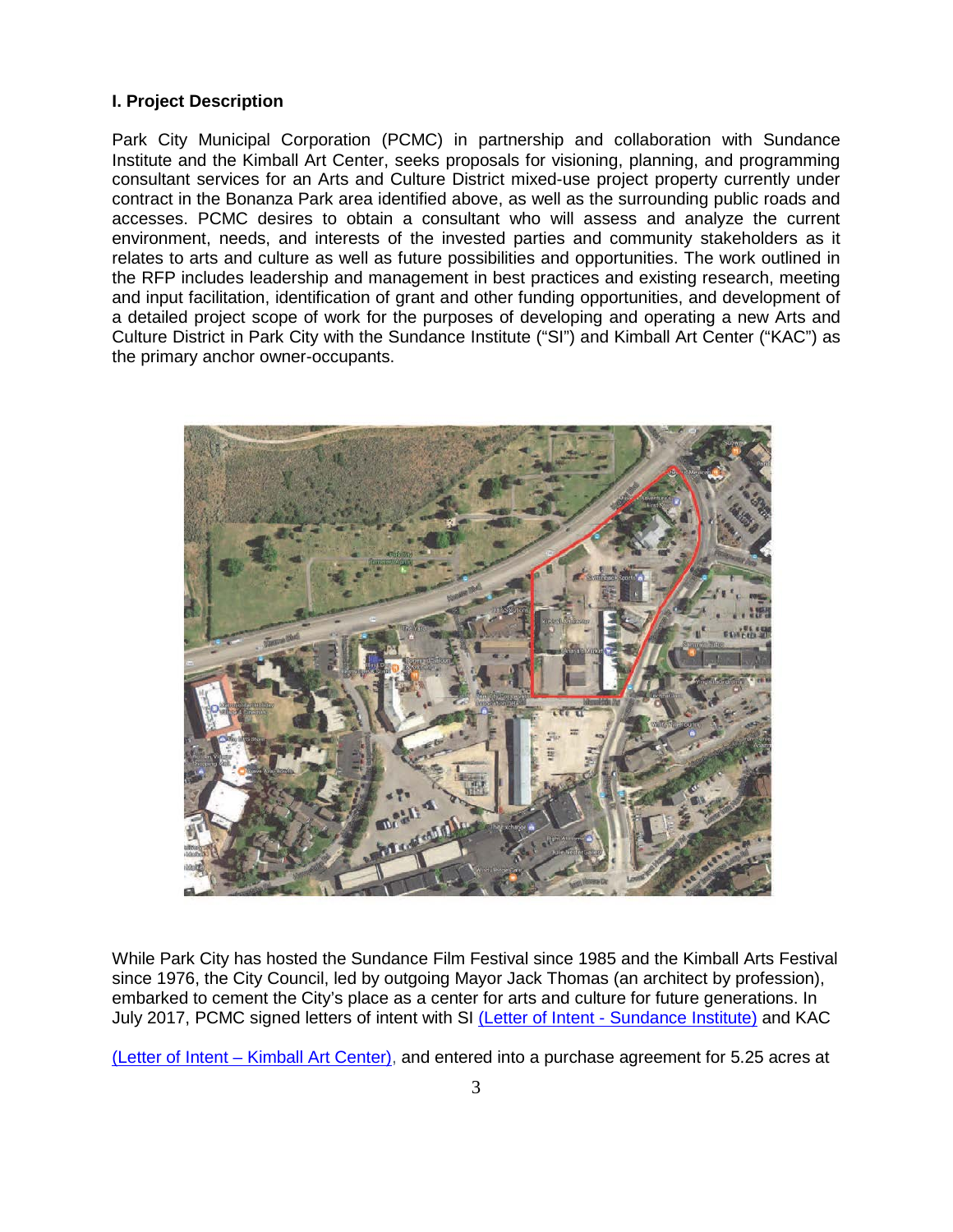### I. Project Description

Park City Municipal Corporation (PCMC) in partnership and collaboration with Sundance Institute and the Kimball Art Center, seeks proposals for visioning, planning, and programming consultant services for an Arts and Culture District mixed-use project property currently under contract in the Bonanza Park area identified above, as well as the surrounding public roads and accesses. PCMC desires to obtain a consultant who will assess and analyze the current environment, needs, and interests of the invested parties and community stakeholders as it relates to arts and culture as well as future possibilities and opportunities. The work outlined in the RFP includes leadership and management in best practices and existing research, meeting and input facilitation, identification of grant and other funding opportunities, and development of a detailed project scope of work for the purposes of developing and operating a new Arts and Culture District in Park City with the Sundance Institute ("SI") and Kimball Art Center ("KAC") as the primary anchor owner-occupants.

While Park City has hosted the Sundance Film Festival since 1985 and the Kimball Arts Festival since 1976, the City Council, led by outgoing Mayor Jack Thomas (an architect by profession), embarked to cement the City's place as a center for arts and culture for future generations. In July 2017, PCMC signed letters of intent with SI [(Letter of Intent - Sundance Institute)] and KAC [(Letter of Intent – Kimball Art Center)], and entered into a purchase agreement for 5.25 acres at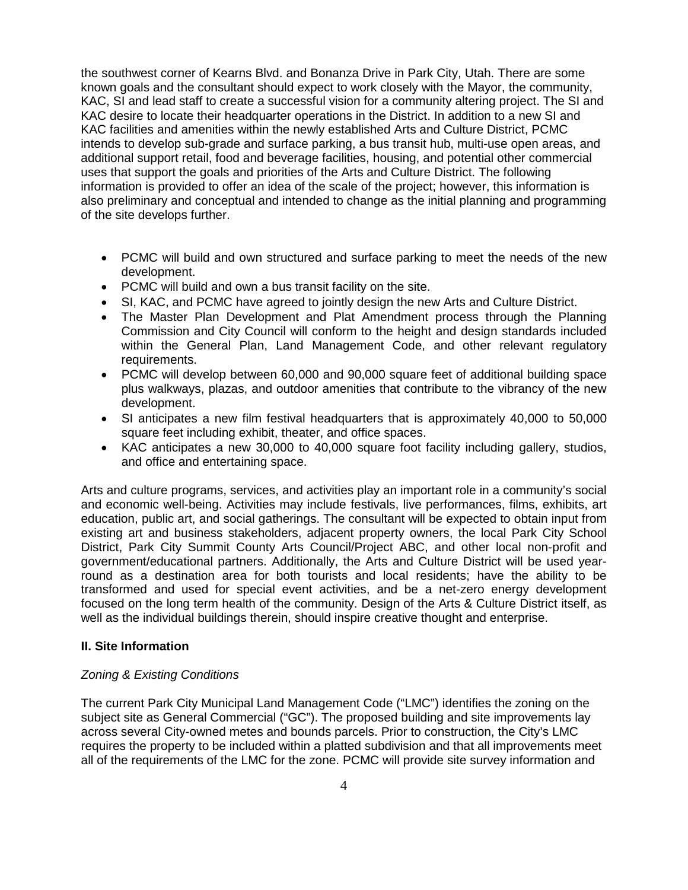the southwest corner of Kearns Blvd. and Bonanza Drive in Park City, Utah. There are some known goals and the consultant should expect to work closely with the Mayor, the community, KAC, SI and lead staff to create a successful vision for a community altering project. The SI and KAC desire to locate their headquarter operations in the District. In addition to a new SI and KAC facilities and amenities within the newly established Arts and Culture District, PCMC intends to develop sub-grade and surface parking, a bus transit hub, multi-use open areas, and additional support retail, food and beverage facilities, housing, and potential other commercial uses that support the goals and priorities of the Arts and Culture District. The following information is provided to offer an idea of the scale of the project; however, this information is also preliminary and conceptual and intended to change as the initial planning and programming of the site develops further.

- PCMC will build and own structured and surface parking to meet the needs of the new development.
- PCMC will build and own a bus transit facility on the site.
- SI, KAC, and PCMC have agreed to jointly design the new Arts and Culture District.
- The Master Plan Development and Plat Amendment process through the Planning Commission and City Council will conform to the height and design standards included within the General Plan, Land Management Code, and other relevant regulatory requirements.
- PCMC will develop between 60,000 and 90,000 square feet of additional building space plus walkways, plazas, and outdoor amenities that contribute to the vibrancy of the new development.
- SI anticipates a new film festival headquarters that is approximately 40,000 to 50,000 square feet including exhibit, theater, and office spaces.
- KAC anticipates a new 30,000 to 40,000 square foot facility including gallery, studios, and office and entertaining space.

Arts and culture programs, services, and activities play an important role in a community's social and economic well-being. Activities may include festivals, live performances, films, exhibits, art education, public art, and social gatherings. The consultant will be expected to obtain input from existing art and business stakeholders, adjacent property owners, the local Park City School District, Park City Summit County Arts Council/Project ABC, and other local non-profit and government/educational partners. Additionally, the Arts and Culture District will be used year-round as a destination area for both tourists and local residents; have the ability to be transformed and used for special event activities, and be a net-zero energy development focused on the long term health of the community. Design of the Arts & Culture District itself, as well as the individual buildings therein, should inspire creative thought and enterprise.

## II. Site Information

*Zoning & Existing Conditions*

The current Park City Municipal Land Management Code ("LMC") identifies the zoning on the subject site as General Commercial ("GC"). The proposed building and site improvements lay across several City-owned metes and bounds parcels. Prior to construction, the City's LMC requires the property to be included within a platted subdivision and that all improvements meet all of the requirements of the LMC for the zone. PCMC will provide site survey information and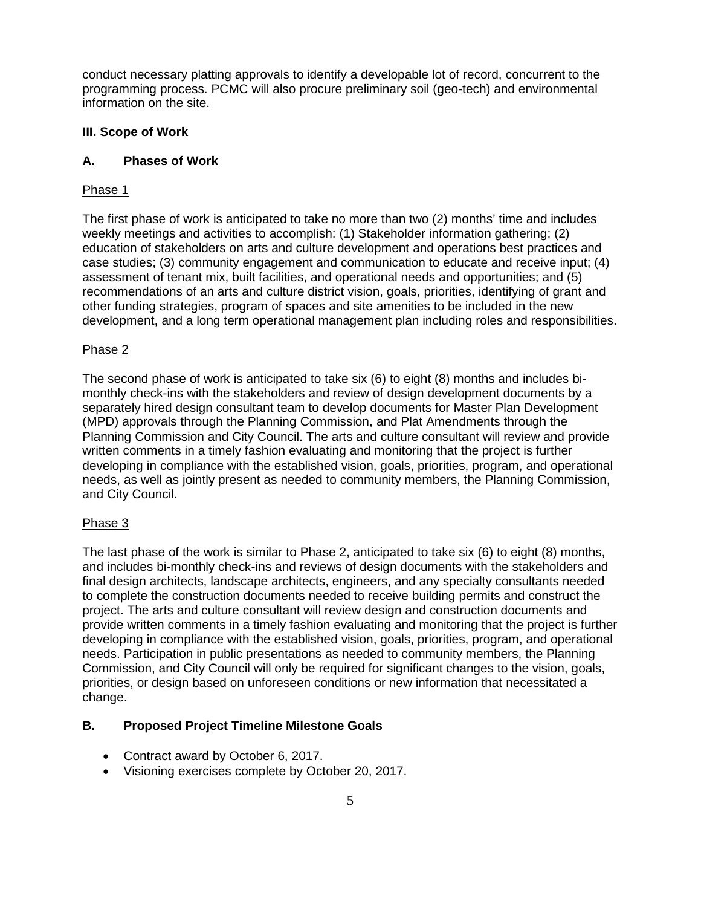conduct necessary platting approvals to identify a developable lot of record, concurrent to the programming process. PCMC will also procure preliminary soil (geo-tech) and environmental information on the site.

## III. Scope of Work

### A. Phases of Work

Phase 1

The first phase of work is anticipated to take no more than two (2) months' time and includes weekly meetings and activities to accomplish: (1) Stakeholder information gathering; (2) education of stakeholders on arts and culture development and operations best practices and case studies; (3) community engagement and communication to educate and receive input; (4) assessment of tenant mix, built facilities, and operational needs and opportunities; and (5) recommendations of an arts and culture district vision, goals, priorities, identifying of grant and other funding strategies, program of spaces and site amenities to be included in the new development, and a long term operational management plan including roles and responsibilities.

Phase 2

The second phase of work is anticipated to take six (6) to eight (8) months and includes bi-monthly check-ins with the stakeholders and review of design development documents by a separately hired design consultant team to develop documents for Master Plan Development (MPD) approvals through the Planning Commission, and Plat Amendments through the Planning Commission and City Council. The arts and culture consultant will review and provide written comments in a timely fashion evaluating and monitoring that the project is further developing in compliance with the established vision, goals, priorities, program, and operational needs, as well as jointly present as needed to community members, the Planning Commission, and City Council.

Phase 3

The last phase of the work is similar to Phase 2, anticipated to take six (6) to eight (8) months, and includes bi-monthly check-ins and reviews of design documents with the stakeholders and final design architects, landscape architects, engineers, and any specialty consultants needed to complete the construction documents needed to receive building permits and construct the project. The arts and culture consultant will review design and construction documents and provide written comments in a timely fashion evaluating and monitoring that the project is further developing in compliance with the established vision, goals, priorities, program, and operational needs. Participation in public presentations as needed to community members, the Planning Commission, and City Council will only be required for significant changes to the vision, goals, priorities, or design based on unforeseen conditions or new information that necessitated a change.

### B. Proposed Project Timeline Milestone Goals

- Contract award by October 6, 2017.
- Visioning exercises complete by October 20, 2017.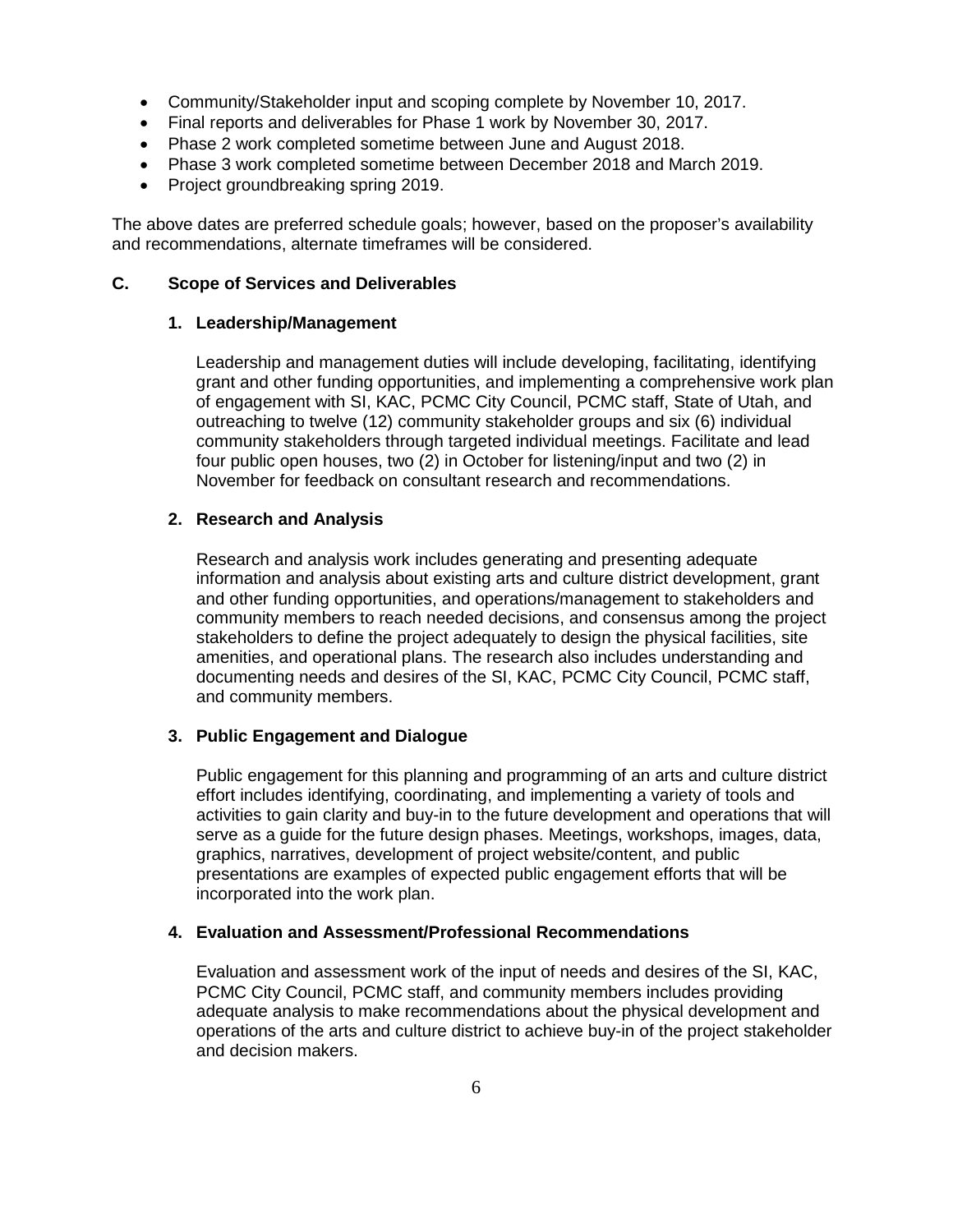- Community/Stakeholder input and scoping complete by November 10, 2017.
- Final reports and deliverables for Phase 1 work by November 30, 2017.
- Phase 2 work completed sometime between June and August 2018.
- Phase 3 work completed sometime between December 2018 and March 2019.
- Project groundbreaking spring 2019.

The above dates are preferred schedule goals; however, based on the proposer's availability and recommendations, alternate timeframes will be considered.

## C. Scope of Services and Deliverables

### 1. Leadership/Management

Leadership and management duties will include developing, facilitating, identifying grant and other funding opportunities, and implementing a comprehensive work plan of engagement with SI, KAC, PCMC City Council, PCMC staff, State of Utah, and outreaching to twelve (12) community stakeholder groups and six (6) individual community stakeholders through targeted individual meetings. Facilitate and lead four public open houses, two (2) in October for listening/input and two (2) in November for feedback on consultant research and recommendations.

### 2. Research and Analysis

Research and analysis work includes generating and presenting adequate information and analysis about existing arts and culture district development, grant and other funding opportunities, and operations/management to stakeholders and community members to reach needed decisions, and consensus among the project stakeholders to define the project adequately to design the physical facilities, site amenities, and operational plans. The research also includes understanding and documenting needs and desires of the SI, KAC, PCMC City Council, PCMC staff, and community members.

### 3. Public Engagement and Dialogue

Public engagement for this planning and programming of an arts and culture district effort includes identifying, coordinating, and implementing a variety of tools and activities to gain clarity and buy-in to the future development and operations that will serve as a guide for the future design phases. Meetings, workshops, images, data, graphics, narratives, development of project website/content, and public presentations are examples of expected public engagement efforts that will be incorporated into the work plan.

### 4. Evaluation and Assessment/Professional Recommendations

Evaluation and assessment work of the input of needs and desires of the SI, KAC, PCMC City Council, PCMC staff, and community members includes providing adequate analysis to make recommendations about the physical development and operations of the arts and culture district to achieve buy-in of the project stakeholder and decision makers.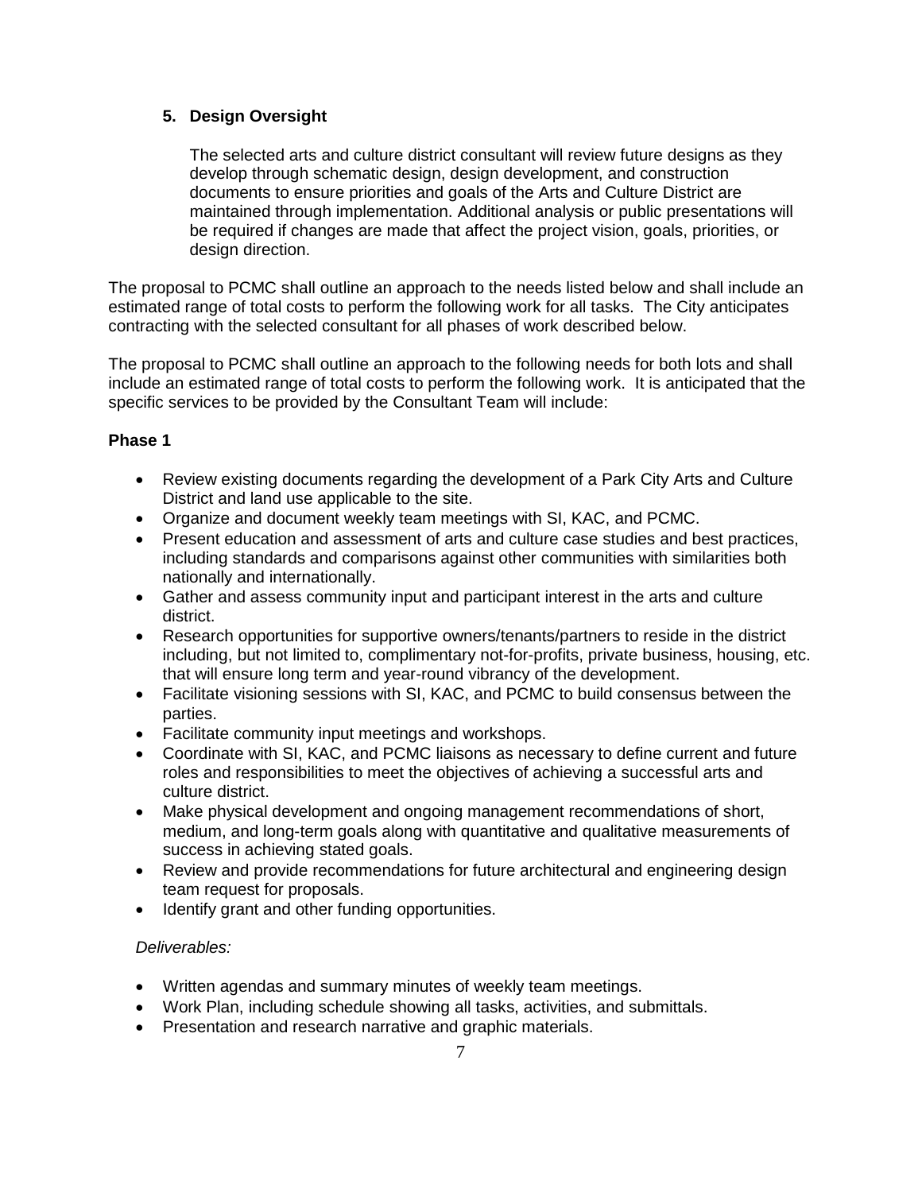5. **Design Oversight**

   The selected arts and culture district consultant will review future designs as they develop through schematic design, design development, and construction documents to ensure priorities and goals of the Arts and Culture District are maintained through implementation. Additional analysis or public presentations will be required if changes are made that affect the project vision, goals, priorities, or design direction.

The proposal to PCMC shall outline an approach to the needs listed below and shall include an estimated range of total costs to perform the following work for all tasks. The City anticipates contracting with the selected consultant for all phases of work described below.

The proposal to PCMC shall outline an approach to the following needs for both lots and shall include an estimated range of total costs to perform the following work. It is anticipated that the specific services to be provided by the Consultant Team will include:

**Phase 1**

- Review existing documents regarding the development of a Park City Arts and Culture District and land use applicable to the site.
- Organize and document weekly team meetings with SI, KAC, and PCMC.
- Present education and assessment of arts and culture case studies and best practices, including standards and comparisons against other communities with similarities both nationally and internationally.
- Gather and assess community input and participant interest in the arts and culture district.
- Research opportunities for supportive owners/tenants/partners to reside in the district including, but not limited to, complimentary not-for-profits, private business, housing, etc. that will ensure long term and year-round vibrancy of the development.
- Facilitate visioning sessions with SI, KAC, and PCMC to build consensus between the parties.
- Facilitate community input meetings and workshops.
- Coordinate with SI, KAC, and PCMC liaisons as necessary to define current and future roles and responsibilities to meet the objectives of achieving a successful arts and culture district.
- Make physical development and ongoing management recommendations of short, medium, and long-term goals along with quantitative and qualitative measurements of success in achieving stated goals.
- Review and provide recommendations for future architectural and engineering design team request for proposals.
- Identify grant and other funding opportunities.

*Deliverables:*

- Written agendas and summary minutes of weekly team meetings.
- Work Plan, including schedule showing all tasks, activities, and submittals.
- Presentation and research narrative and graphic materials.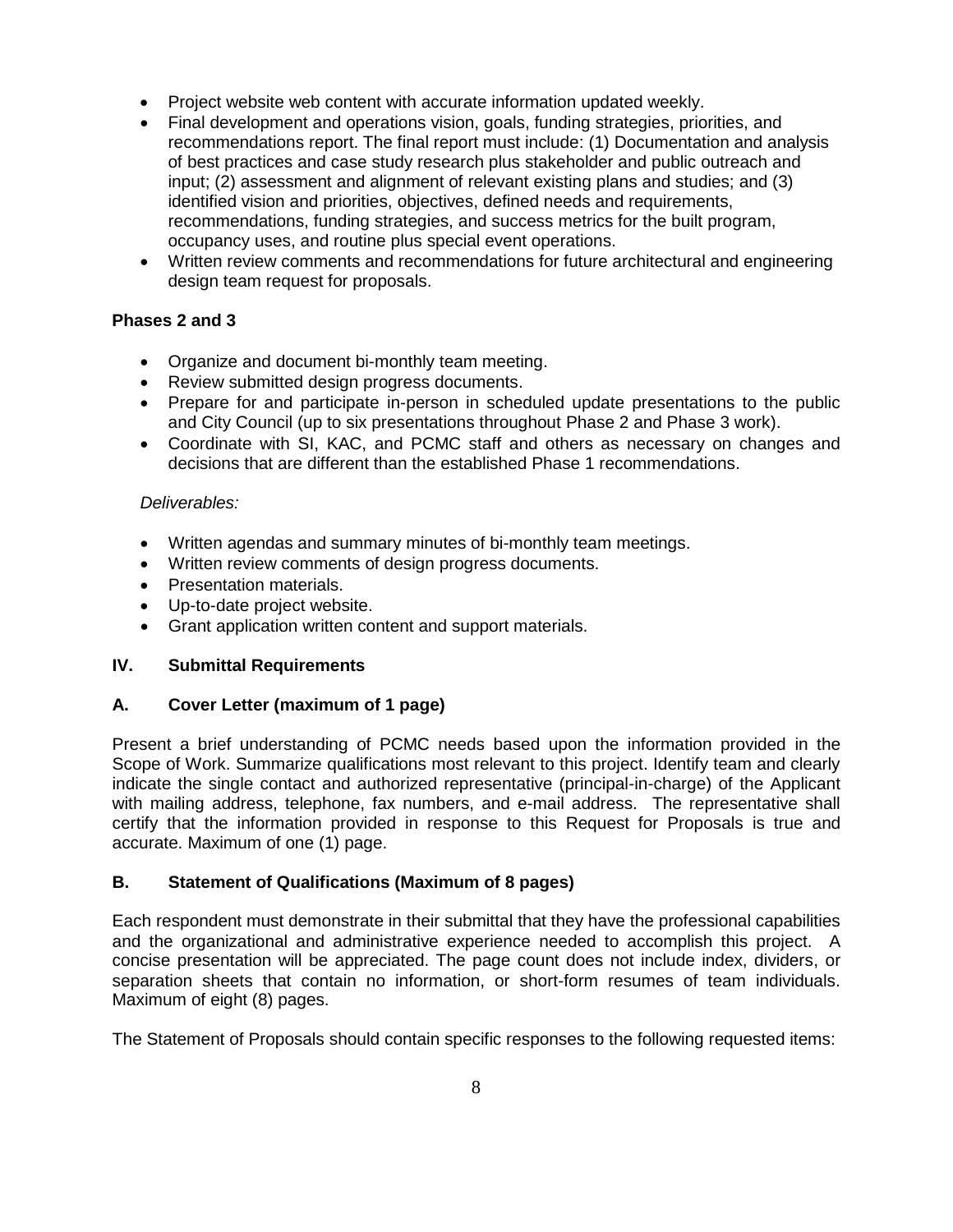- Project website web content with accurate information updated weekly.
- Final development and operations vision, goals, funding strategies, priorities, and recommendations report. The final report must include: (1) Documentation and analysis of best practices and case study research plus stakeholder and public outreach and input; (2) assessment and alignment of relevant existing plans and studies; and (3) identified vision and priorities, objectives, defined needs and requirements, recommendations, funding strategies, and success metrics for the built program, occupancy uses, and routine plus special event operations.
- Written review comments and recommendations for future architectural and engineering design team request for proposals.

**Phases 2 and 3**

- Organize and document bi-monthly team meeting.
- Review submitted design progress documents.
- Prepare for and participate in-person in scheduled update presentations to the public and City Council (up to six presentations throughout Phase 2 and Phase 3 work).
- Coordinate with SI, KAC, and PCMC staff and others as necessary on changes and decisions that are different than the established Phase 1 recommendations.

*Deliverables:*

- Written agendas and summary minutes of bi-monthly team meetings.
- Written review comments of design progress documents.
- Presentation materials.
- Up-to-date project website.
- Grant application written content and support materials.

## IV. Submittal Requirements

### A. Cover Letter (maximum of 1 page)

Present a brief understanding of PCMC needs based upon the information provided in the Scope of Work. Summarize qualifications most relevant to this project. Identify team and clearly indicate the single contact and authorized representative (principal-in-charge) of the Applicant with mailing address, telephone, fax numbers, and e-mail address. The representative shall certify that the information provided in response to this Request for Proposals is true and accurate. Maximum of one (1) page.

### B. Statement of Qualifications (Maximum of 8 pages)

Each respondent must demonstrate in their submittal that they have the professional capabilities and the organizational and administrative experience needed to accomplish this project. A concise presentation will be appreciated. The page count does not include index, dividers, or separation sheets that contain no information, or short-form resumes of team individuals. Maximum of eight (8) pages.

The Statement of Proposals should contain specific responses to the following requested items: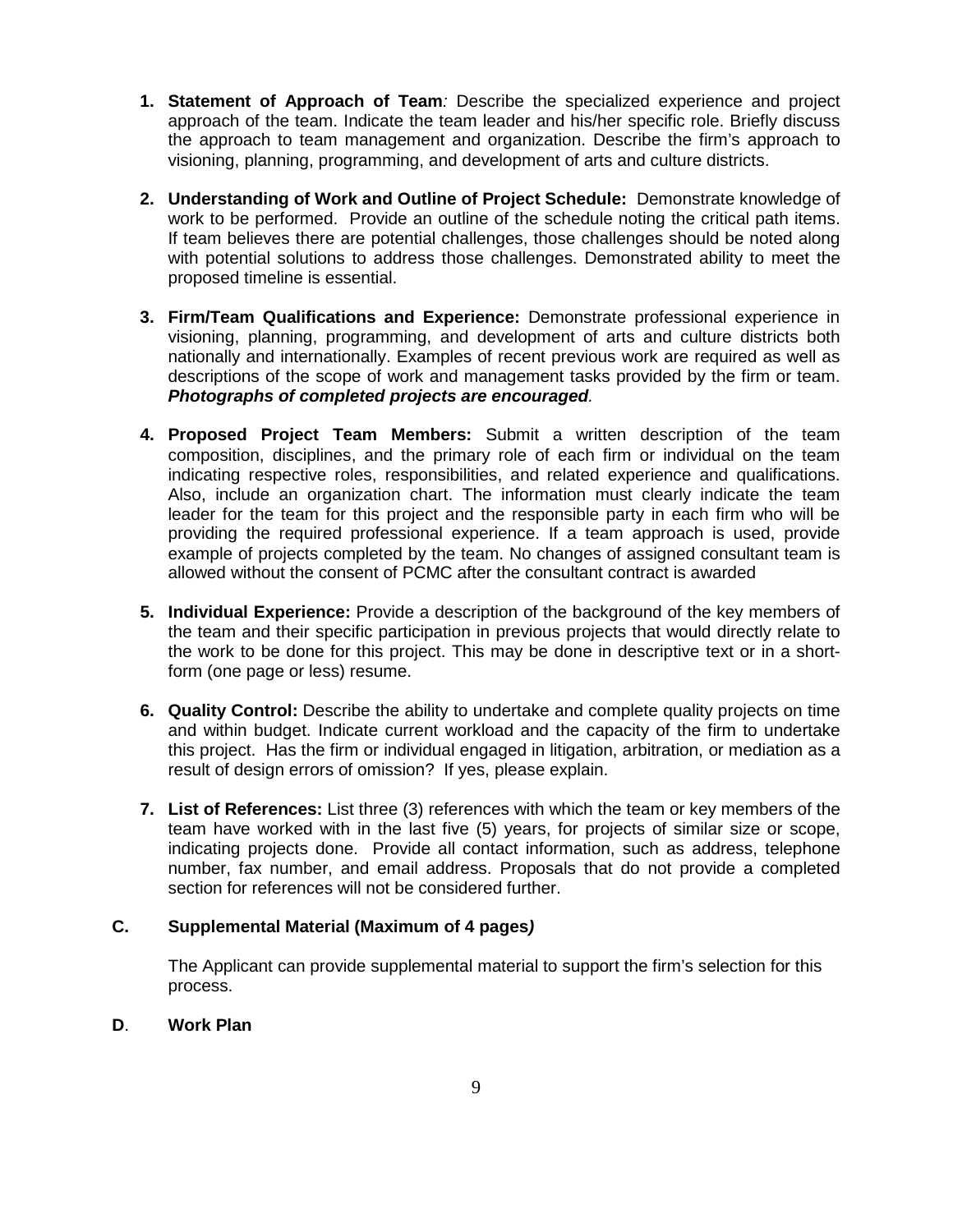1. **Statement of Approach of Team**: Describe the specialized experience and project approach of the team. Indicate the team leader and his/her specific role. Briefly discuss the approach to team management and organization. Describe the firm's approach to visioning, planning, programming, and development of arts and culture districts.

2. **Understanding of Work and Outline of Project Schedule:** Demonstrate knowledge of work to be performed. Provide an outline of the schedule noting the critical path items. If team believes there are potential challenges, those challenges should be noted along with potential solutions to address those challenges. Demonstrated ability to meet the proposed timeline is essential.

3. **Firm/Team Qualifications and Experience:** Demonstrate professional experience in visioning, planning, programming, and development of arts and culture districts both nationally and internationally. Examples of recent previous work are required as well as descriptions of the scope of work and management tasks provided by the firm or team. ***Photographs of completed projects are encouraged***.

4. **Proposed Project Team Members:** Submit a written description of the team composition, disciplines, and the primary role of each firm or individual on the team indicating respective roles, responsibilities, and related experience and qualifications. Also, include an organization chart. The information must clearly indicate the team leader for the team for this project and the responsible party in each firm who will be providing the required professional experience. If a team approach is used, provide example of projects completed by the team. No changes of assigned consultant team is allowed without the consent of PCMC after the consultant contract is awarded

5. **Individual Experience:** Provide a description of the background of the key members of the team and their specific participation in previous projects that would directly relate to the work to be done for this project. This may be done in descriptive text or in a short-form (one page or less) resume.

6. **Quality Control:** Describe the ability to undertake and complete quality projects on time and within budget. Indicate current workload and the capacity of the firm to undertake this project. Has the firm or individual engaged in litigation, arbitration, or mediation as a result of design errors of omission? If yes, please explain.

7. **List of References:** List three (3) references with which the team or key members of the team have worked with in the last five (5) years, for projects of similar size or scope, indicating projects done. Provide all contact information, such as address, telephone number, fax number, and email address. Proposals that do not provide a completed section for references will not be considered further.

**C. Supplemental Material (Maximum of 4 pages)**

The Applicant can provide supplemental material to support the firm's selection for this process.

**D. Work Plan**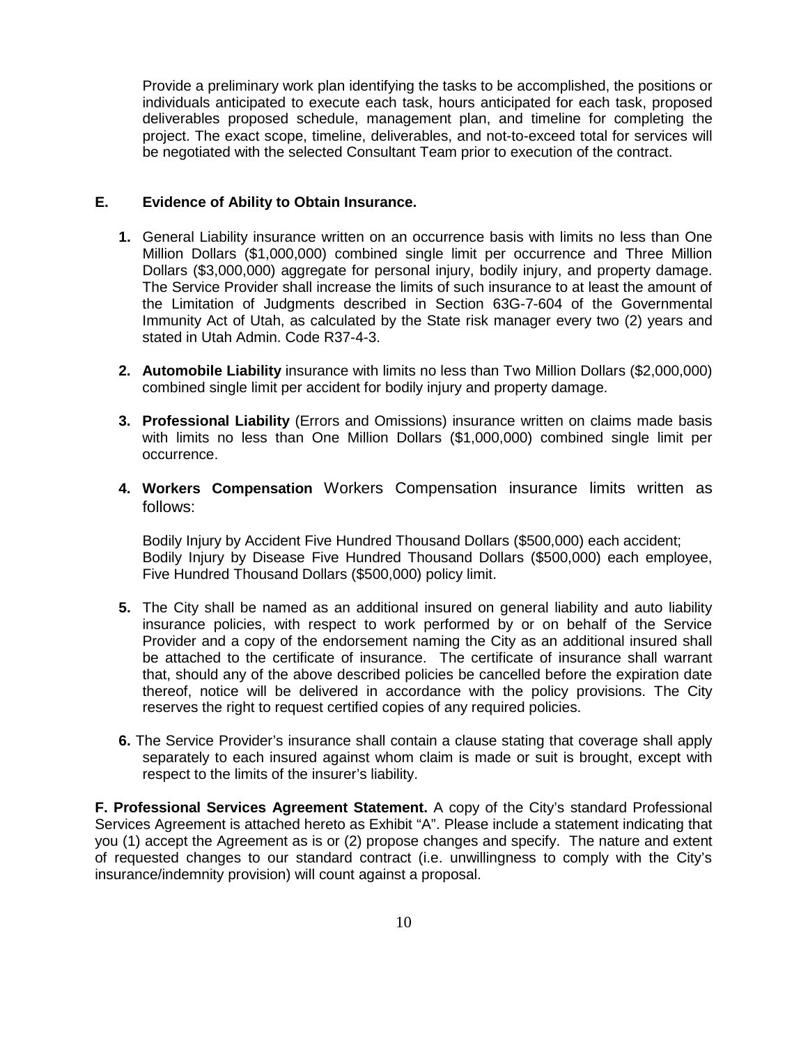Provide a preliminary work plan identifying the tasks to be accomplished, the positions or individuals anticipated to execute each task, hours anticipated for each task, proposed deliverables proposed schedule, management plan, and timeline for completing the project. The exact scope, timeline, deliverables, and not-to-exceed total for services will be negotiated with the selected Consultant Team prior to execution of the contract.

**E. Evidence of Ability to Obtain Insurance.**

1. General Liability insurance written on an occurrence basis with limits no less than One Million Dollars ($1,000,000) combined single limit per occurrence and Three Million Dollars ($3,000,000) aggregate for personal injury, bodily injury, and property damage. The Service Provider shall increase the limits of such insurance to at least the amount of the Limitation of Judgments described in Section 63G-7-604 of the Governmental Immunity Act of Utah, as calculated by the State risk manager every two (2) years and stated in Utah Admin. Code R37-4-3.

2. **Automobile Liability** insurance with limits no less than Two Million Dollars ($2,000,000) combined single limit per accident for bodily injury and property damage.

3. **Professional Liability** (Errors and Omissions) insurance written on claims made basis with limits no less than One Million Dollars ($1,000,000) combined single limit per occurrence.

4. **Workers Compensation** Workers Compensation insurance limits written as follows:

   Bodily Injury by Accident Five Hundred Thousand Dollars ($500,000) each accident;
   Bodily Injury by Disease Five Hundred Thousand Dollars ($500,000) each employee, Five Hundred Thousand Dollars ($500,000) policy limit.

5. The City shall be named as an additional insured on general liability and auto liability insurance policies, with respect to work performed by or on behalf of the Service Provider and a copy of the endorsement naming the City as an additional insured shall be attached to the certificate of insurance. The certificate of insurance shall warrant that, should any of the above described policies be cancelled before the expiration date thereof, notice will be delivered in accordance with the policy provisions. The City reserves the right to request certified copies of any required policies.

6. The Service Provider's insurance shall contain a clause stating that coverage shall apply separately to each insured against whom claim is made or suit is brought, except with respect to the limits of the insurer's liability.

**F. Professional Services Agreement Statement.** A copy of the City's standard Professional Services Agreement is attached hereto as Exhibit "A". Please include a statement indicating that you (1) accept the Agreement as is or (2) propose changes and specify. The nature and extent of requested changes to our standard contract (i.e. unwillingness to comply with the City's insurance/indemnity provision) will count against a proposal.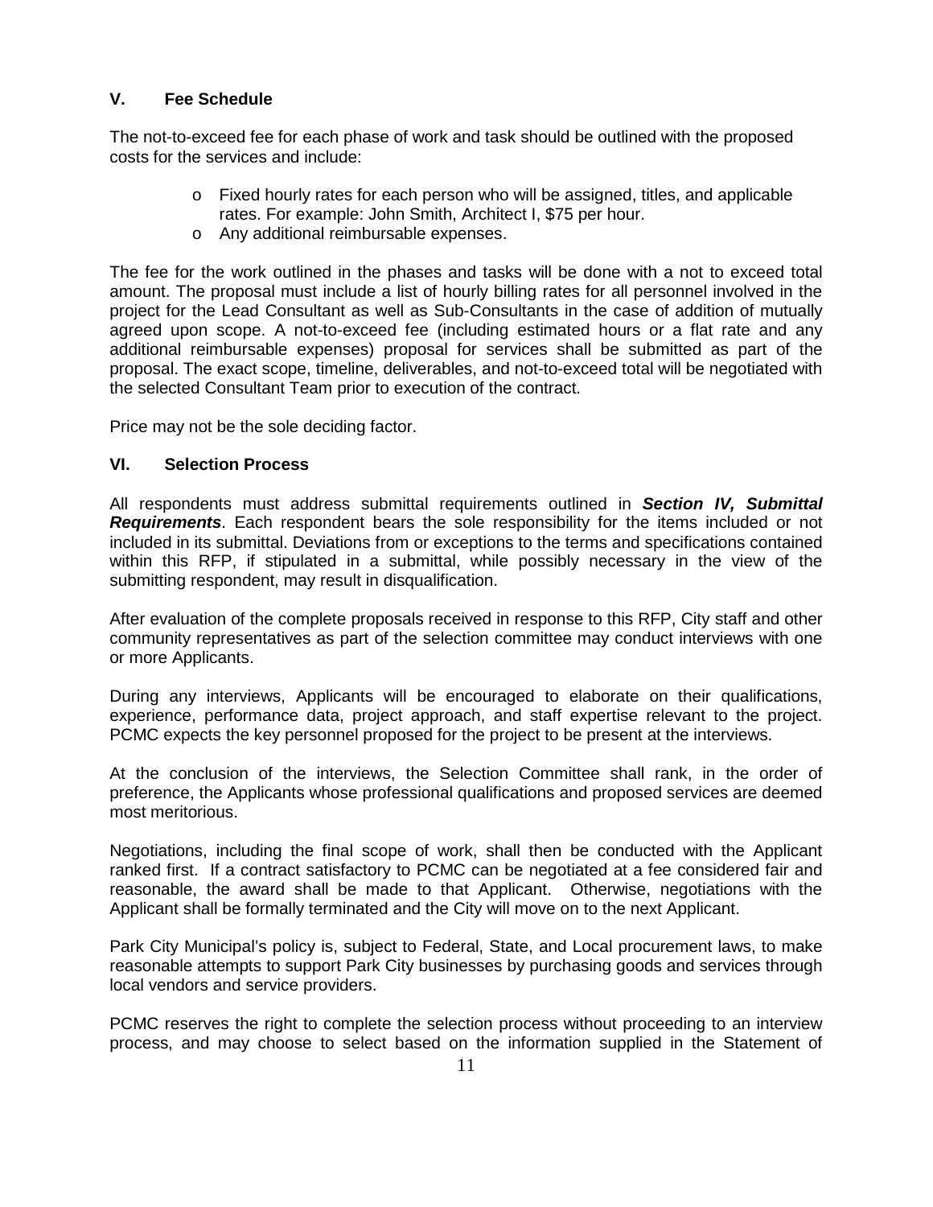## V. Fee Schedule

The not-to-exceed fee for each phase of work and task should be outlined with the proposed costs for the services and include:

- Fixed hourly rates for each person who will be assigned, titles, and applicable rates. For example: John Smith, Architect I, $75 per hour.
- Any additional reimbursable expenses.

The fee for the work outlined in the phases and tasks will be done with a not to exceed total amount. The proposal must include a list of hourly billing rates for all personnel involved in the project for the Lead Consultant as well as Sub-Consultants in the case of addition of mutually agreed upon scope. A not-to-exceed fee (including estimated hours or a flat rate and any additional reimbursable expenses) proposal for services shall be submitted as part of the proposal. The exact scope, timeline, deliverables, and not-to-exceed total will be negotiated with the selected Consultant Team prior to execution of the contract.

Price may not be the sole deciding factor.

## VI. Selection Process

All respondents must address submittal requirements outlined in ***Section IV, Submittal Requirements***. Each respondent bears the sole responsibility for the items included or not included in its submittal. Deviations from or exceptions to the terms and specifications contained within this RFP, if stipulated in a submittal, while possibly necessary in the view of the submitting respondent, may result in disqualification.

After evaluation of the complete proposals received in response to this RFP, City staff and other community representatives as part of the selection committee may conduct interviews with one or more Applicants.

During any interviews, Applicants will be encouraged to elaborate on their qualifications, experience, performance data, project approach, and staff expertise relevant to the project. PCMC expects the key personnel proposed for the project to be present at the interviews.

At the conclusion of the interviews, the Selection Committee shall rank, in the order of preference, the Applicants whose professional qualifications and proposed services are deemed most meritorious.

Negotiations, including the final scope of work, shall then be conducted with the Applicant ranked first. If a contract satisfactory to PCMC can be negotiated at a fee considered fair and reasonable, the award shall be made to that Applicant. Otherwise, negotiations with the Applicant shall be formally terminated and the City will move on to the next Applicant.

Park City Municipal's policy is, subject to Federal, State, and Local procurement laws, to make reasonable attempts to support Park City businesses by purchasing goods and services through local vendors and service providers.

PCMC reserves the right to complete the selection process without proceeding to an interview process, and may choose to select based on the information supplied in the Statement of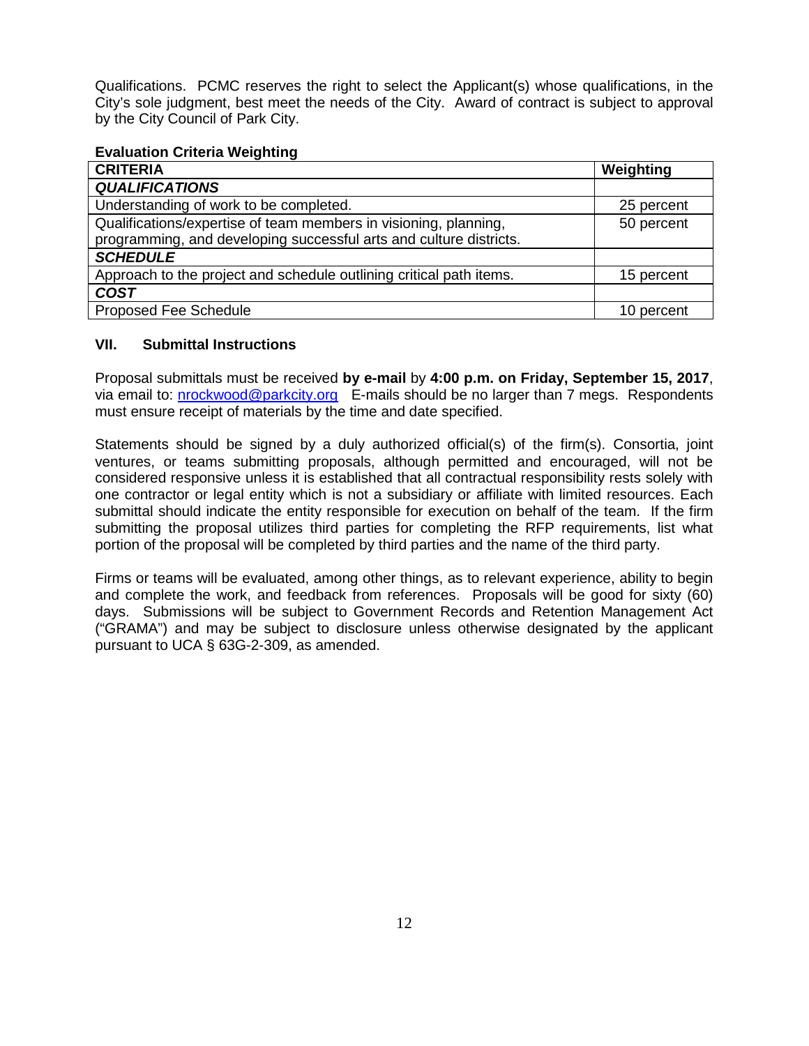Qualifications. PCMC reserves the right to select the Applicant(s) whose qualifications, in the City's sole judgment, best meet the needs of the City. Award of contract is subject to approval by the City Council of Park City.

**Evaluation Criteria Weighting**

| **CRITERIA** | **Weighting** |
| --- | --- |
| ***QUALIFICATIONS*** | |
| Understanding of work to be completed. | 25 percent |
| Qualifications/expertise of team members in visioning, planning, programming, and developing successful arts and culture districts. | 50 percent |
| ***SCHEDULE*** | |
| Approach to the project and schedule outlining critical path items. | 15 percent |
| ***COST*** | |
| Proposed Fee Schedule | 10 percent |

## VII. Submittal Instructions

Proposal submittals must be received **by e-mail** by **4:00 p.m. on Friday, September 15, 2017**, via email to: nrockwood@parkcity.org E-mails should be no larger than 7 megs. Respondents must ensure receipt of materials by the time and date specified.

Statements should be signed by a duly authorized official(s) of the firm(s). Consortia, joint ventures, or teams submitting proposals, although permitted and encouraged, will not be considered responsive unless it is established that all contractual responsibility rests solely with one contractor or legal entity which is not a subsidiary or affiliate with limited resources. Each submittal should indicate the entity responsible for execution on behalf of the team. If the firm submitting the proposal utilizes third parties for completing the RFP requirements, list what portion of the proposal will be completed by third parties and the name of the third party.

Firms or teams will be evaluated, among other things, as to relevant experience, ability to begin and complete the work, and feedback from references. Proposals will be good for sixty (60) days. Submissions will be subject to Government Records and Retention Management Act ("GRAMA") and may be subject to disclosure unless otherwise designated by the applicant pursuant to UCA § 63G-2-309, as amended.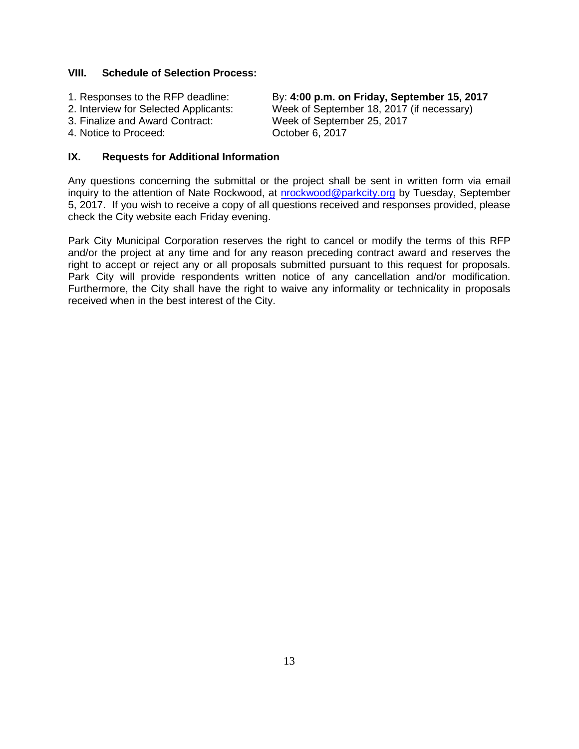## VIII. Schedule of Selection Process:

1. Responses to the RFP deadline: By: **4:00 p.m. on Friday, September 15, 2017**
2. Interview for Selected Applicants: Week of September 18, 2017 (if necessary)
3. Finalize and Award Contract: Week of September 25, 2017
4. Notice to Proceed: October 6, 2017

## IX. Requests for Additional Information

Any questions concerning the submittal or the project shall be sent in written form via email inquiry to the attention of Nate Rockwood, at nrockwood@parkcity.org by Tuesday, September 5, 2017. If you wish to receive a copy of all questions received and responses provided, please check the City website each Friday evening.

Park City Municipal Corporation reserves the right to cancel or modify the terms of this RFP and/or the project at any time and for any reason preceding contract award and reserves the right to accept or reject any or all proposals submitted pursuant to this request for proposals. Park City will provide respondents written notice of any cancellation and/or modification. Furthermore, the City shall have the right to waive any informality or technicality in proposals received when in the best interest of the City.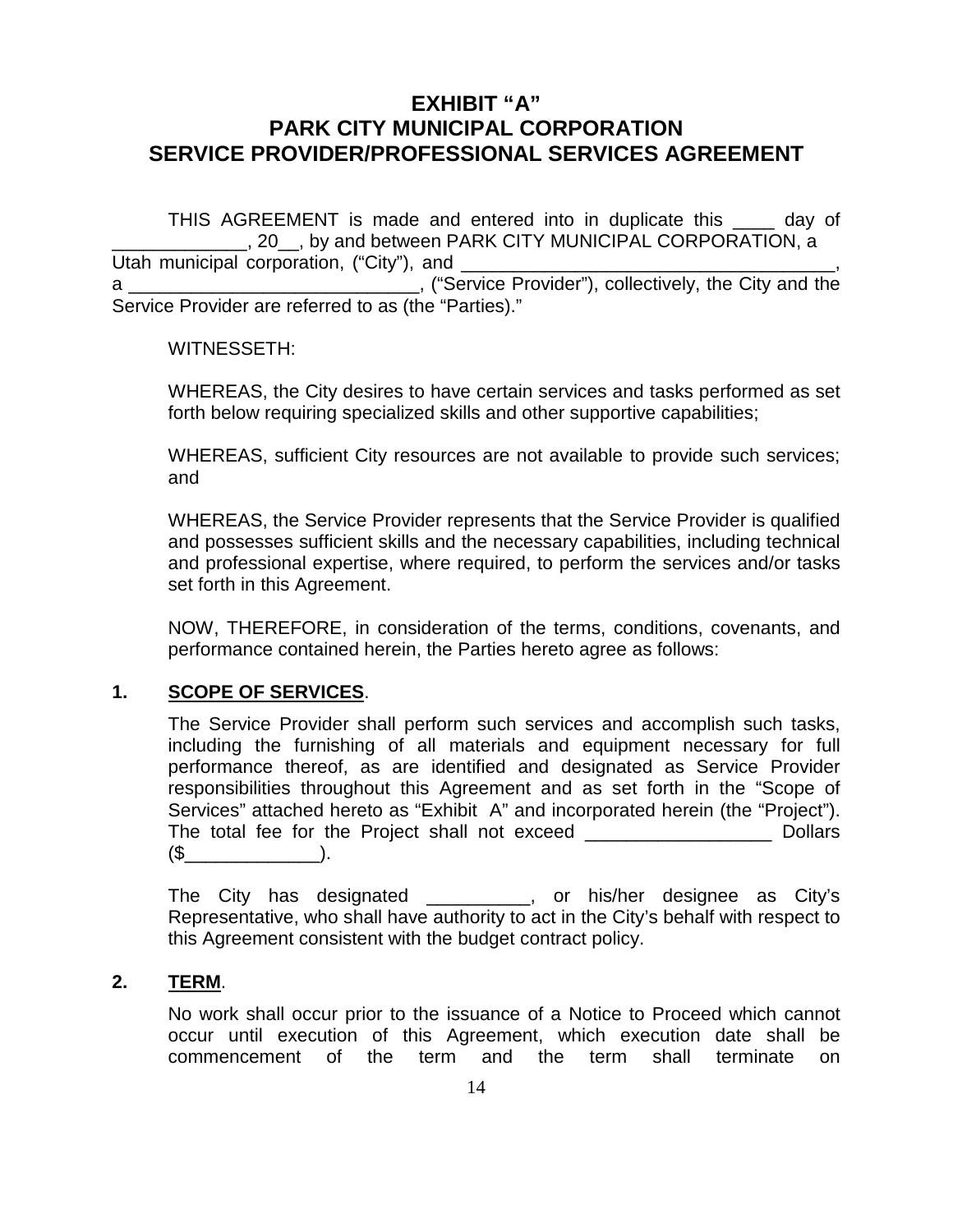# EXHIBIT "A"
# PARK CITY MUNICIPAL CORPORATION
# SERVICE PROVIDER/PROFESSIONAL SERVICES AGREEMENT

THIS AGREEMENT is made and entered into in duplicate this ____ day of _____________, 20__, by and between PARK CITY MUNICIPAL CORPORATION, a Utah municipal corporation, ("City"), and ____________________________________, a ____________________________, ("Service Provider"), collectively, the City and the Service Provider are referred to as (the "Parties)."

WITNESSETH:

WHEREAS, the City desires to have certain services and tasks performed as set forth below requiring specialized skills and other supportive capabilities;

WHEREAS, sufficient City resources are not available to provide such services; and

WHEREAS, the Service Provider represents that the Service Provider is qualified and possesses sufficient skills and the necessary capabilities, including technical and professional expertise, where required, to perform the services and/or tasks set forth in this Agreement.

NOW, THEREFORE, in consideration of the terms, conditions, covenants, and performance contained herein, the Parties hereto agree as follows:

**1. SCOPE OF SERVICES.**

The Service Provider shall perform such services and accomplish such tasks, including the furnishing of all materials and equipment necessary for full performance thereof, as are identified and designated as Service Provider responsibilities throughout this Agreement and as set forth in the "Scope of Services" attached hereto as "Exhibit A" and incorporated herein (the "Project"). The total fee for the Project shall not exceed __________________ Dollars ($_____________).

The City has designated __________, or his/her designee as City's Representative, who shall have authority to act in the City's behalf with respect to this Agreement consistent with the budget contract policy.

**2. TERM.**

No work shall occur prior to the issuance of a Notice to Proceed which cannot occur until execution of this Agreement, which execution date shall be commencement of the term and the term shall terminate on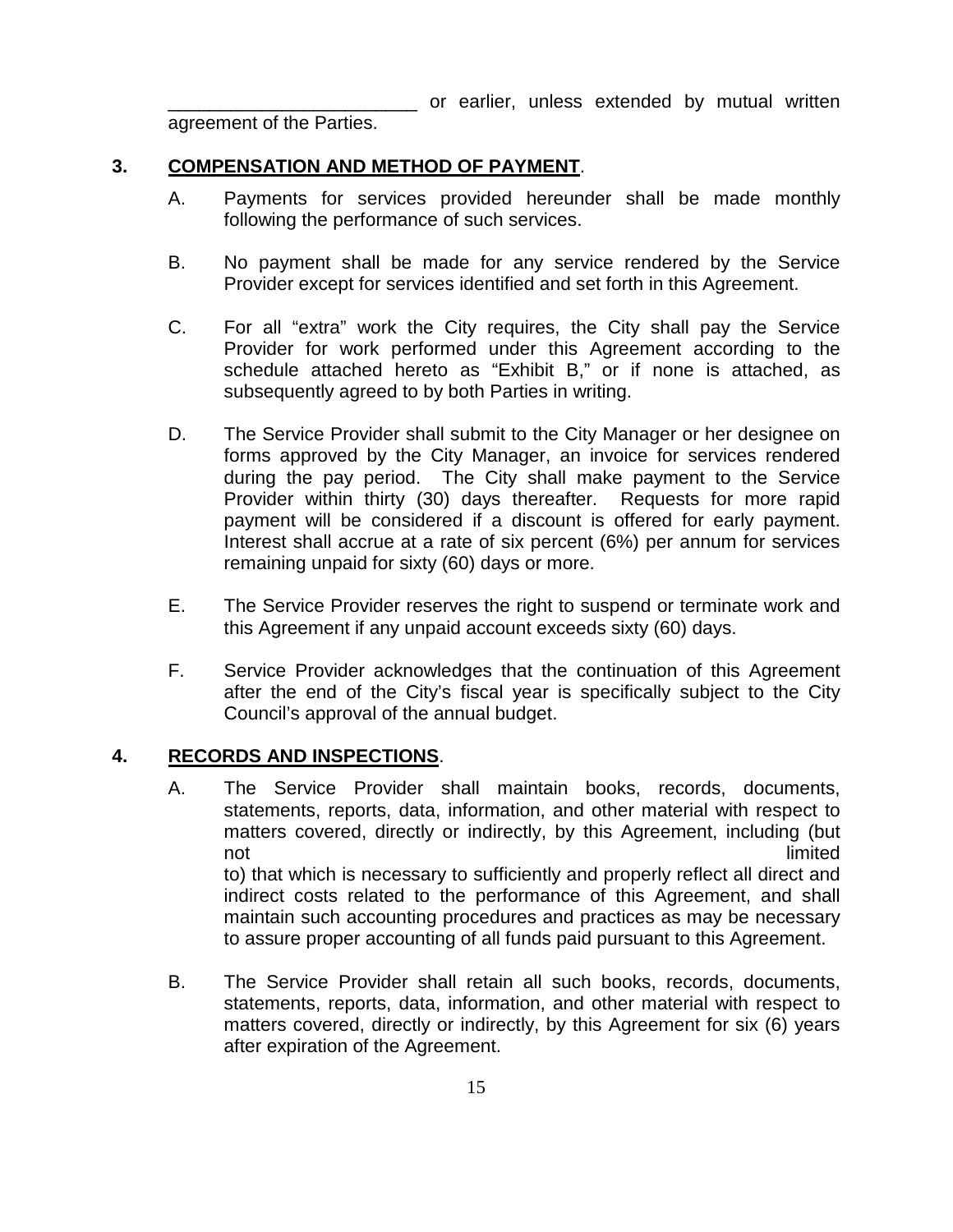________________________ or earlier, unless extended by mutual written agreement of the Parties.

**3. <u>COMPENSATION AND METHOD OF PAYMENT</u>.**

A. Payments for services provided hereunder shall be made monthly following the performance of such services.

B. No payment shall be made for any service rendered by the Service Provider except for services identified and set forth in this Agreement.

C. For all "extra" work the City requires, the City shall pay the Service Provider for work performed under this Agreement according to the schedule attached hereto as "Exhibit B," or if none is attached, as subsequently agreed to by both Parties in writing.

D. The Service Provider shall submit to the City Manager or her designee on forms approved by the City Manager, an invoice for services rendered during the pay period. The City shall make payment to the Service Provider within thirty (30) days thereafter. Requests for more rapid payment will be considered if a discount is offered for early payment. Interest shall accrue at a rate of six percent (6%) per annum for services remaining unpaid for sixty (60) days or more.

E. The Service Provider reserves the right to suspend or terminate work and this Agreement if any unpaid account exceeds sixty (60) days.

F. Service Provider acknowledges that the continuation of this Agreement after the end of the City's fiscal year is specifically subject to the City Council's approval of the annual budget.

**4. <u>RECORDS AND INSPECTIONS</u>.**

A. The Service Provider shall maintain books, records, documents, statements, reports, data, information, and other material with respect to matters covered, directly or indirectly, by this Agreement, including (but not limited to) that which is necessary to sufficiently and properly reflect all direct and indirect costs related to the performance of this Agreement, and shall maintain such accounting procedures and practices as may be necessary to assure proper accounting of all funds paid pursuant to this Agreement.

B. The Service Provider shall retain all such books, records, documents, statements, reports, data, information, and other material with respect to matters covered, directly or indirectly, by this Agreement for six (6) years after expiration of the Agreement.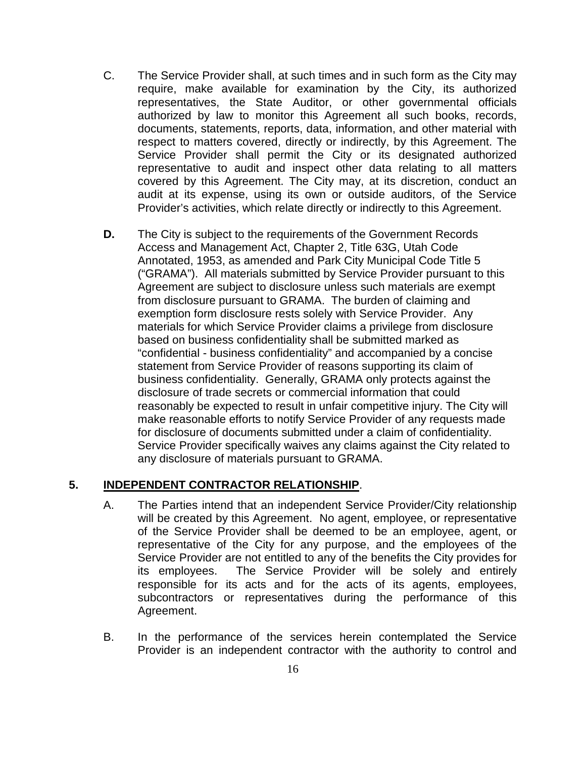C. The Service Provider shall, at such times and in such form as the City may require, make available for examination by the City, its authorized representatives, the State Auditor, or other governmental officials authorized by law to monitor this Agreement all such books, records, documents, statements, reports, data, information, and other material with respect to matters covered, directly or indirectly, by this Agreement. The Service Provider shall permit the City or its designated authorized representative to audit and inspect other data relating to all matters covered by this Agreement. The City may, at its discretion, conduct an audit at its expense, using its own or outside auditors, of the Service Provider's activities, which relate directly or indirectly to this Agreement.

**D.** The City is subject to the requirements of the Government Records Access and Management Act, Chapter 2, Title 63G, Utah Code Annotated, 1953, as amended and Park City Municipal Code Title 5 ("GRAMA"). All materials submitted by Service Provider pursuant to this Agreement are subject to disclosure unless such materials are exempt from disclosure pursuant to GRAMA. The burden of claiming and exemption form disclosure rests solely with Service Provider. Any materials for which Service Provider claims a privilege from disclosure based on business confidentiality shall be submitted marked as "confidential - business confidentiality" and accompanied by a concise statement from Service Provider of reasons supporting its claim of business confidentiality. Generally, GRAMA only protects against the disclosure of trade secrets or commercial information that could reasonably be expected to result in unfair competitive injury. The City will make reasonable efforts to notify Service Provider of any requests made for disclosure of documents submitted under a claim of confidentiality. Service Provider specifically waives any claims against the City related to any disclosure of materials pursuant to GRAMA.

## 5. <u>INDEPENDENT CONTRACTOR RELATIONSHIP</u>.

A. The Parties intend that an independent Service Provider/City relationship will be created by this Agreement. No agent, employee, or representative of the Service Provider shall be deemed to be an employee, agent, or representative of the City for any purpose, and the employees of the Service Provider are not entitled to any of the benefits the City provides for its employees. The Service Provider will be solely and entirely responsible for its acts and for the acts of its agents, employees, subcontractors or representatives during the performance of this Agreement.

B. In the performance of the services herein contemplated the Service Provider is an independent contractor with the authority to control and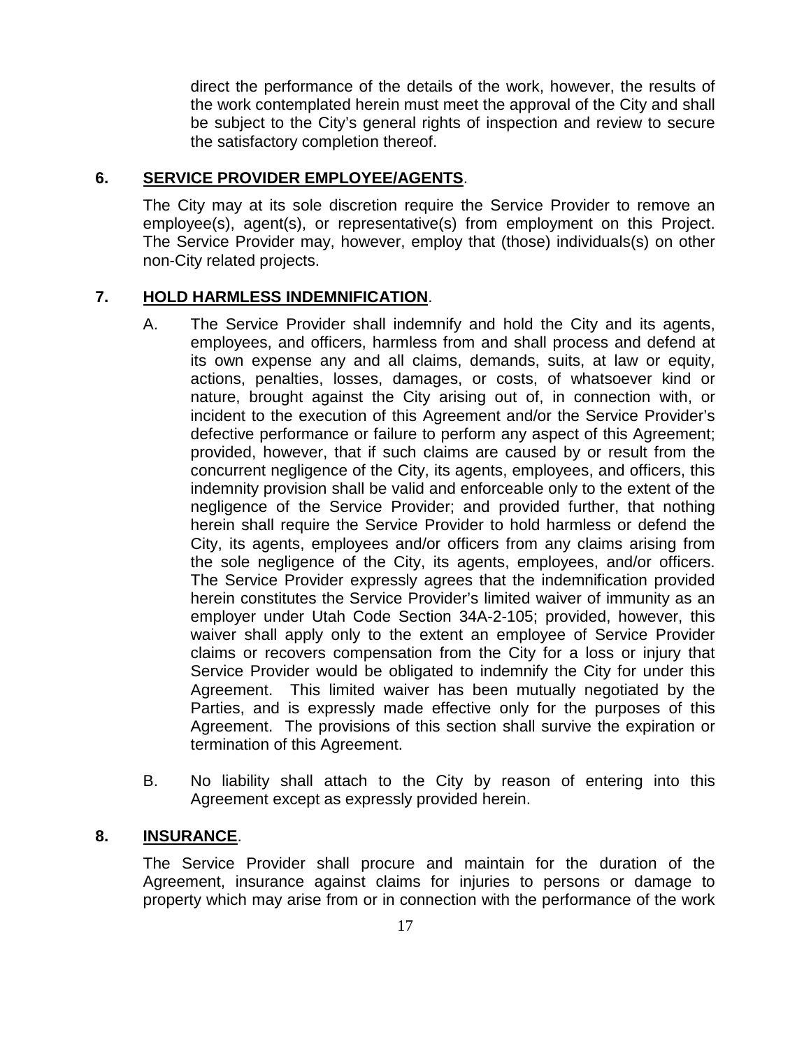direct the performance of the details of the work, however, the results of the work contemplated herein must meet the approval of the City and shall be subject to the City's general rights of inspection and review to secure the satisfactory completion thereof.

**6. SERVICE PROVIDER EMPLOYEE/AGENTS.**

The City may at its sole discretion require the Service Provider to remove an employee(s), agent(s), or representative(s) from employment on this Project. The Service Provider may, however, employ that (those) individuals(s) on other non-City related projects.

**7. HOLD HARMLESS INDEMNIFICATION.**

A. The Service Provider shall indemnify and hold the City and its agents, employees, and officers, harmless from and shall process and defend at its own expense any and all claims, demands, suits, at law or equity, actions, penalties, losses, damages, or costs, of whatsoever kind or nature, brought against the City arising out of, in connection with, or incident to the execution of this Agreement and/or the Service Provider's defective performance or failure to perform any aspect of this Agreement; provided, however, that if such claims are caused by or result from the concurrent negligence of the City, its agents, employees, and officers, this indemnity provision shall be valid and enforceable only to the extent of the negligence of the Service Provider; and provided further, that nothing herein shall require the Service Provider to hold harmless or defend the City, its agents, employees and/or officers from any claims arising from the sole negligence of the City, its agents, employees, and/or officers. The Service Provider expressly agrees that the indemnification provided herein constitutes the Service Provider's limited waiver of immunity as an employer under Utah Code Section 34A-2-105; provided, however, this waiver shall apply only to the extent an employee of Service Provider claims or recovers compensation from the City for a loss or injury that Service Provider would be obligated to indemnify the City for under this Agreement. This limited waiver has been mutually negotiated by the Parties, and is expressly made effective only for the purposes of this Agreement. The provisions of this section shall survive the expiration or termination of this Agreement.

B. No liability shall attach to the City by reason of entering into this Agreement except as expressly provided herein.

**8. INSURANCE.**

The Service Provider shall procure and maintain for the duration of the Agreement, insurance against claims for injuries to persons or damage to property which may arise from or in connection with the performance of the work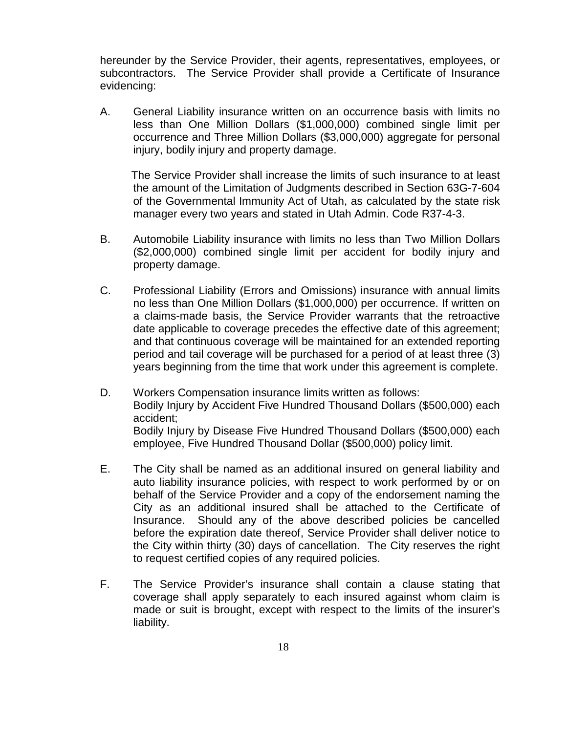hereunder by the Service Provider, their agents, representatives, employees, or subcontractors. The Service Provider shall provide a Certificate of Insurance evidencing:

A. General Liability insurance written on an occurrence basis with limits no less than One Million Dollars ($1,000,000) combined single limit per occurrence and Three Million Dollars ($3,000,000) aggregate for personal injury, bodily injury and property damage.

   The Service Provider shall increase the limits of such insurance to at least the amount of the Limitation of Judgments described in Section 63G-7-604 of the Governmental Immunity Act of Utah, as calculated by the state risk manager every two years and stated in Utah Admin. Code R37-4-3.

B. Automobile Liability insurance with limits no less than Two Million Dollars ($2,000,000) combined single limit per accident for bodily injury and property damage.

C. Professional Liability (Errors and Omissions) insurance with annual limits no less than One Million Dollars ($1,000,000) per occurrence. If written on a claims-made basis, the Service Provider warrants that the retroactive date applicable to coverage precedes the effective date of this agreement; and that continuous coverage will be maintained for an extended reporting period and tail coverage will be purchased for a period of at least three (3) years beginning from the time that work under this agreement is complete.

D. Workers Compensation insurance limits written as follows:
   Bodily Injury by Accident Five Hundred Thousand Dollars ($500,000) each accident;
   Bodily Injury by Disease Five Hundred Thousand Dollars ($500,000) each employee, Five Hundred Thousand Dollar ($500,000) policy limit.

E. The City shall be named as an additional insured on general liability and auto liability insurance policies, with respect to work performed by or on behalf of the Service Provider and a copy of the endorsement naming the City as an additional insured shall be attached to the Certificate of Insurance. Should any of the above described policies be cancelled before the expiration date thereof, Service Provider shall deliver notice to the City within thirty (30) days of cancellation. The City reserves the right to request certified copies of any required policies.

F. The Service Provider's insurance shall contain a clause stating that coverage shall apply separately to each insured against whom claim is made or suit is brought, except with respect to the limits of the insurer's liability.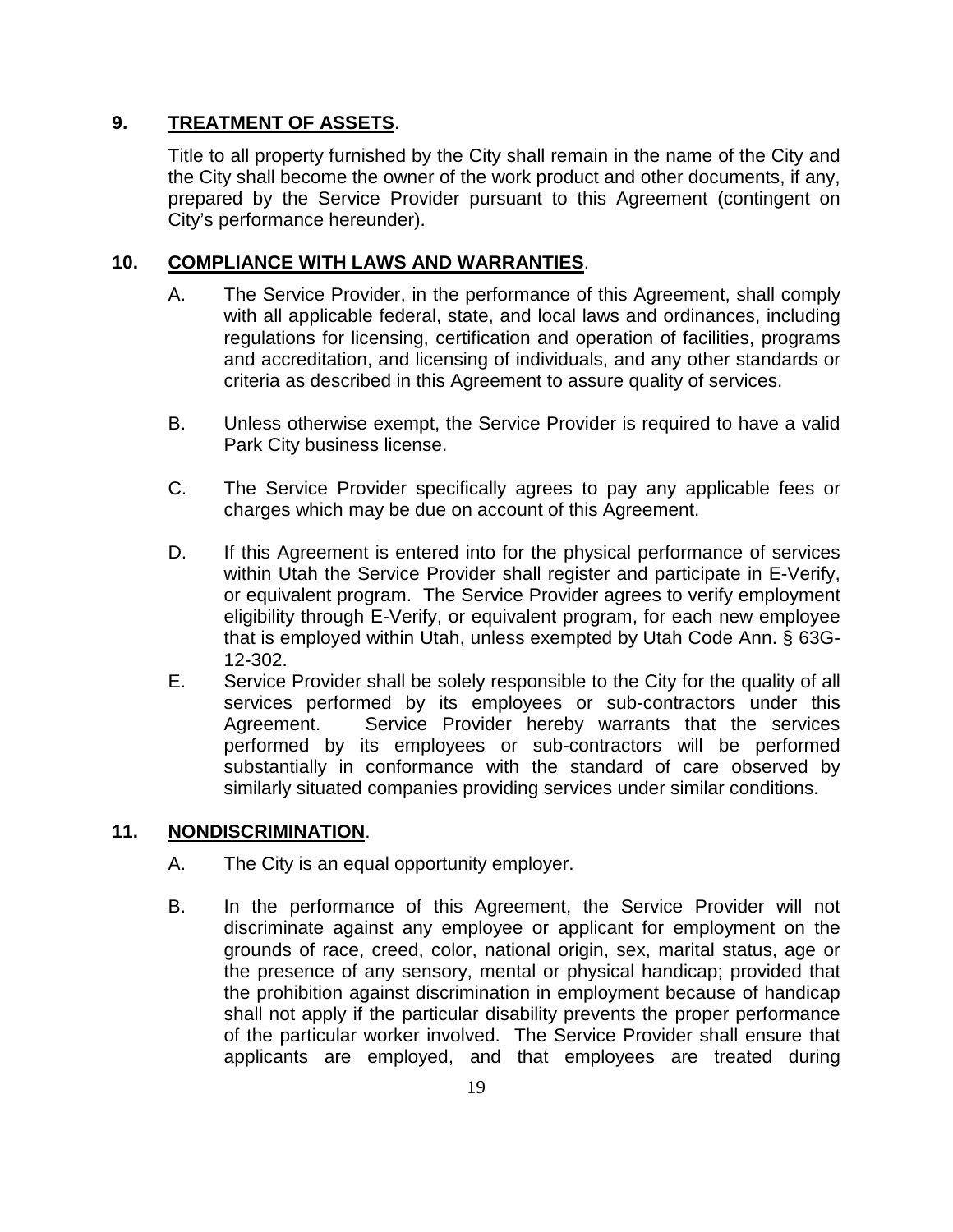## 9. **TREATMENT OF ASSETS**.

Title to all property furnished by the City shall remain in the name of the City and the City shall become the owner of the work product and other documents, if any, prepared by the Service Provider pursuant to this Agreement (contingent on City's performance hereunder).

## 10. **COMPLIANCE WITH LAWS AND WARRANTIES**.

A. The Service Provider, in the performance of this Agreement, shall comply with all applicable federal, state, and local laws and ordinances, including regulations for licensing, certification and operation of facilities, programs and accreditation, and licensing of individuals, and any other standards or criteria as described in this Agreement to assure quality of services.

B. Unless otherwise exempt, the Service Provider is required to have a valid Park City business license.

C. The Service Provider specifically agrees to pay any applicable fees or charges which may be due on account of this Agreement.

D. If this Agreement is entered into for the physical performance of services within Utah the Service Provider shall register and participate in E-Verify, or equivalent program. The Service Provider agrees to verify employment eligibility through E-Verify, or equivalent program, for each new employee that is employed within Utah, unless exempted by Utah Code Ann. § 63G-12-302.

E. Service Provider shall be solely responsible to the City for the quality of all services performed by its employees or sub-contractors under this Agreement. Service Provider hereby warrants that the services performed by its employees or sub-contractors will be performed substantially in conformance with the standard of care observed by similarly situated companies providing services under similar conditions.

## 11. **NONDISCRIMINATION**.

A. The City is an equal opportunity employer.

B. In the performance of this Agreement, the Service Provider will not discriminate against any employee or applicant for employment on the grounds of race, creed, color, national origin, sex, marital status, age or the presence of any sensory, mental or physical handicap; provided that the prohibition against discrimination in employment because of handicap shall not apply if the particular disability prevents the proper performance of the particular worker involved. The Service Provider shall ensure that applicants are employed, and that employees are treated during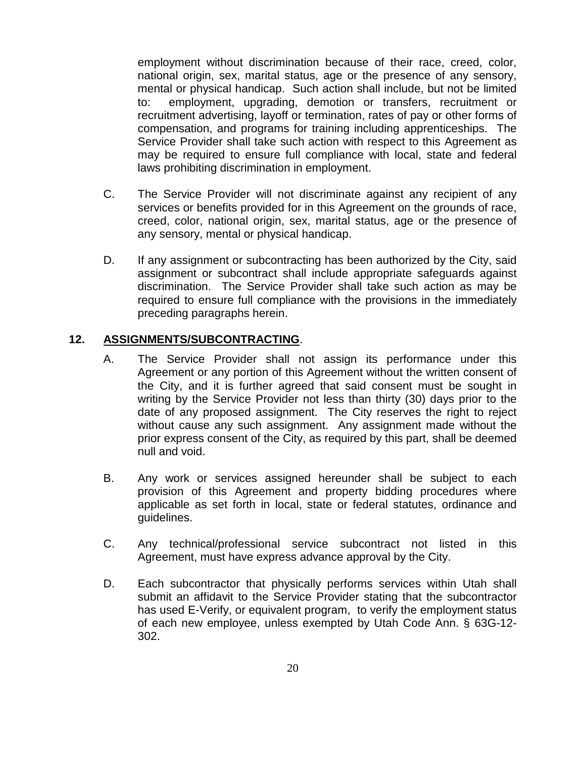employment without discrimination because of their race, creed, color, national origin, sex, marital status, age or the presence of any sensory, mental or physical handicap. Such action shall include, but not be limited to: employment, upgrading, demotion or transfers, recruitment or recruitment advertising, layoff or termination, rates of pay or other forms of compensation, and programs for training including apprenticeships. The Service Provider shall take such action with respect to this Agreement as may be required to ensure full compliance with local, state and federal laws prohibiting discrimination in employment.

C. The Service Provider will not discriminate against any recipient of any services or benefits provided for in this Agreement on the grounds of race, creed, color, national origin, sex, marital status, age or the presence of any sensory, mental or physical handicap.

D. If any assignment or subcontracting has been authorized by the City, said assignment or subcontract shall include appropriate safeguards against discrimination. The Service Provider shall take such action as may be required to ensure full compliance with the provisions in the immediately preceding paragraphs herein.

**12. <u>ASSIGNMENTS/SUBCONTRACTING</u>.**

A. The Service Provider shall not assign its performance under this Agreement or any portion of this Agreement without the written consent of the City, and it is further agreed that said consent must be sought in writing by the Service Provider not less than thirty (30) days prior to the date of any proposed assignment. The City reserves the right to reject without cause any such assignment. Any assignment made without the prior express consent of the City, as required by this part, shall be deemed null and void.

B. Any work or services assigned hereunder shall be subject to each provision of this Agreement and property bidding procedures where applicable as set forth in local, state or federal statutes, ordinance and guidelines.

C. Any technical/professional service subcontract not listed in this Agreement, must have express advance approval by the City.

D. Each subcontractor that physically performs services within Utah shall submit an affidavit to the Service Provider stating that the subcontractor has used E-Verify, or equivalent program, to verify the employment status of each new employee, unless exempted by Utah Code Ann. § 63G-12-302.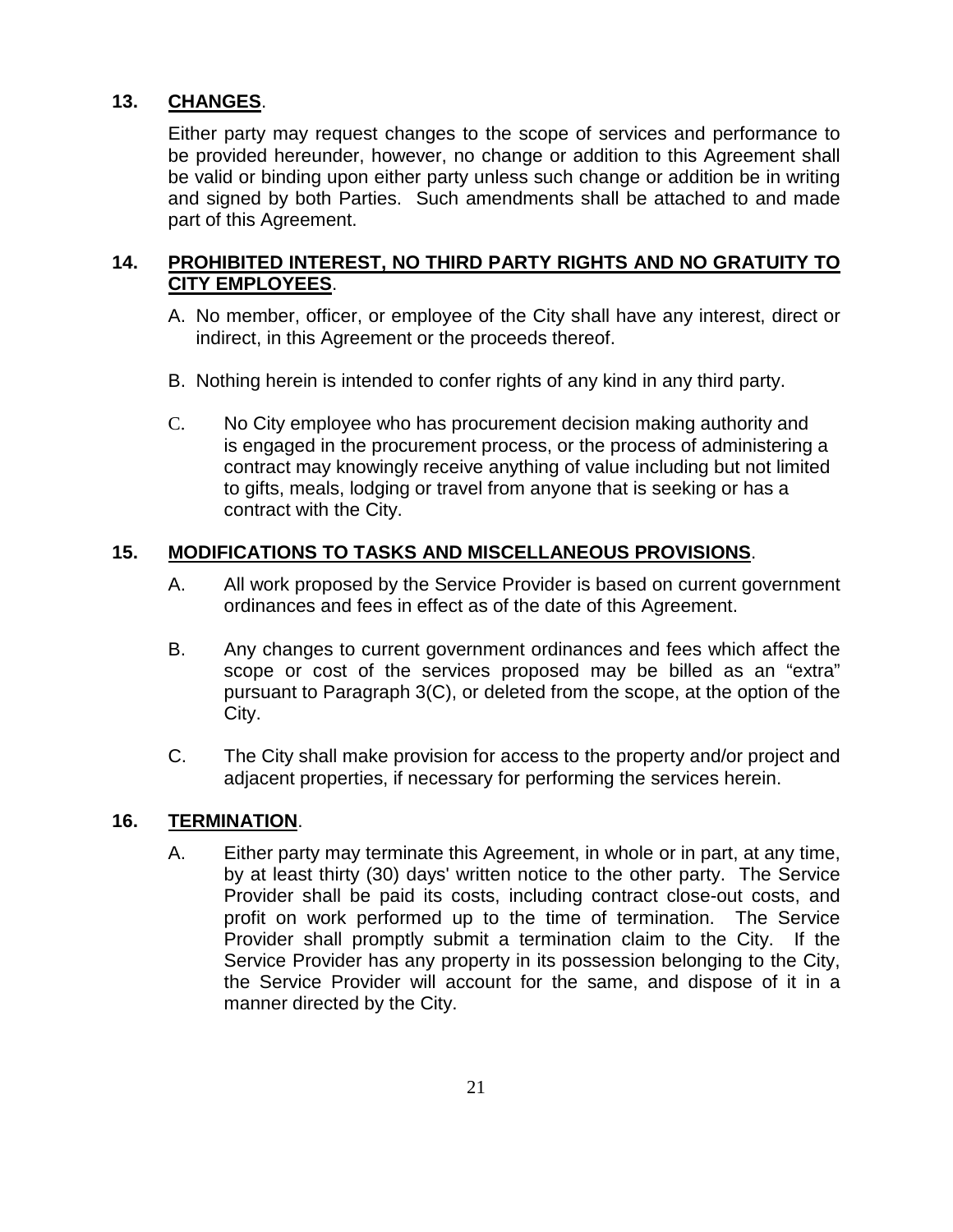**13. <u>CHANGES</u>.**

Either party may request changes to the scope of services and performance to be provided hereunder, however, no change or addition to this Agreement shall be valid or binding upon either party unless such change or addition be in writing and signed by both Parties. Such amendments shall be attached to and made part of this Agreement.

**14. <u>PROHIBITED INTEREST, NO THIRD PARTY RIGHTS AND NO GRATUITY TO CITY EMPLOYEES</u>.**

A. No member, officer, or employee of the City shall have any interest, direct or indirect, in this Agreement or the proceeds thereof.

B. Nothing herein is intended to confer rights of any kind in any third party.

C. No City employee who has procurement decision making authority and is engaged in the procurement process, or the process of administering a contract may knowingly receive anything of value including but not limited to gifts, meals, lodging or travel from anyone that is seeking or has a contract with the City.

**15. <u>MODIFICATIONS TO TASKS AND MISCELLANEOUS PROVISIONS</u>.**

A. All work proposed by the Service Provider is based on current government ordinances and fees in effect as of the date of this Agreement.

B. Any changes to current government ordinances and fees which affect the scope or cost of the services proposed may be billed as an "extra" pursuant to Paragraph 3(C), or deleted from the scope, at the option of the City.

C. The City shall make provision for access to the property and/or project and adjacent properties, if necessary for performing the services herein.

**16. <u>TERMINATION</u>.**

A. Either party may terminate this Agreement, in whole or in part, at any time, by at least thirty (30) days' written notice to the other party. The Service Provider shall be paid its costs, including contract close-out costs, and profit on work performed up to the time of termination. The Service Provider shall promptly submit a termination claim to the City. If the Service Provider has any property in its possession belonging to the City, the Service Provider will account for the same, and dispose of it in a manner directed by the City.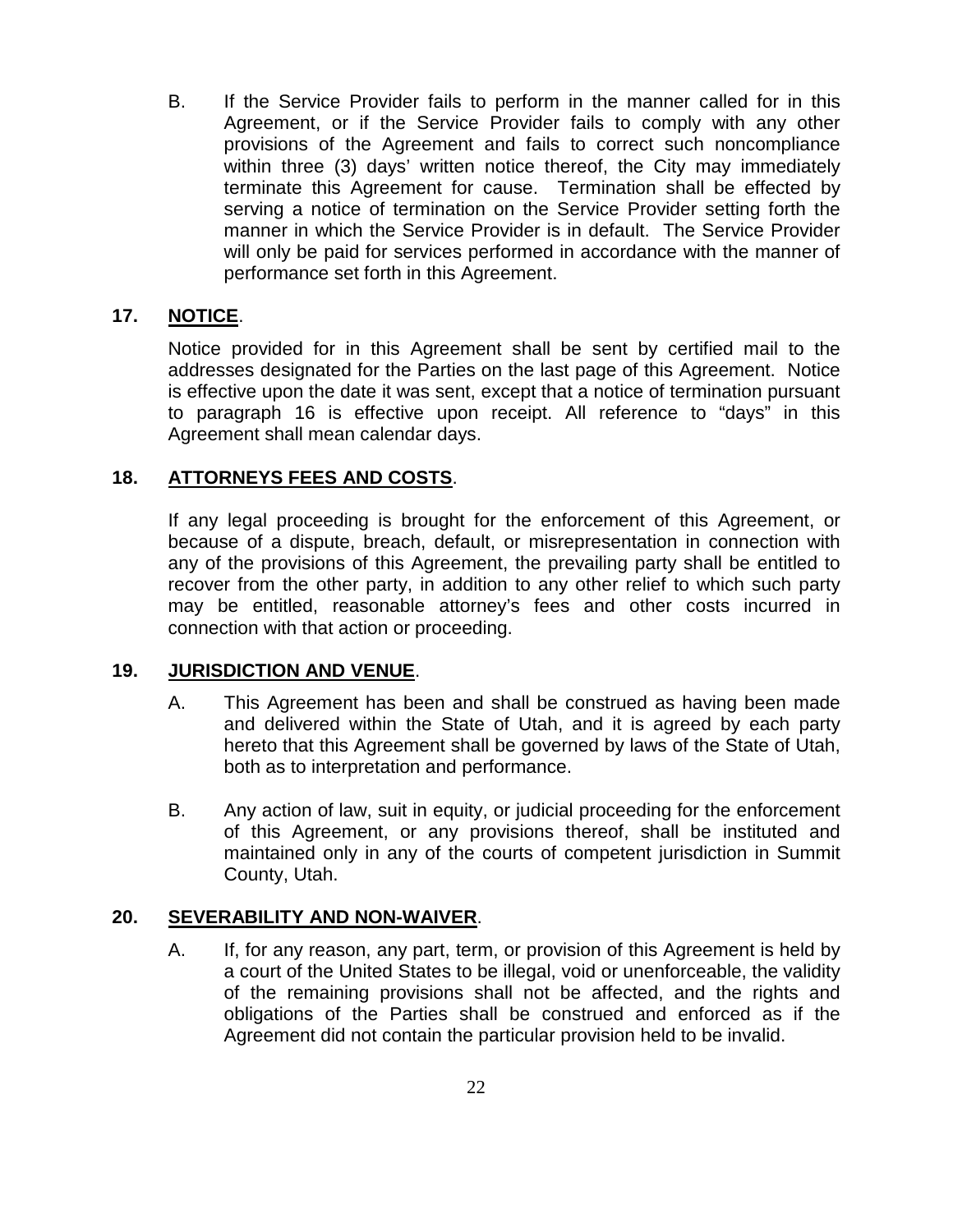B. If the Service Provider fails to perform in the manner called for in this Agreement, or if the Service Provider fails to comply with any other provisions of the Agreement and fails to correct such noncompliance within three (3) days' written notice thereof, the City may immediately terminate this Agreement for cause. Termination shall be effected by serving a notice of termination on the Service Provider setting forth the manner in which the Service Provider is in default. The Service Provider will only be paid for services performed in accordance with the manner of performance set forth in this Agreement.

**17. NOTICE.**

Notice provided for in this Agreement shall be sent by certified mail to the addresses designated for the Parties on the last page of this Agreement. Notice is effective upon the date it was sent, except that a notice of termination pursuant to paragraph 16 is effective upon receipt. All reference to "days" in this Agreement shall mean calendar days.

**18. ATTORNEYS FEES AND COSTS.**

If any legal proceeding is brought for the enforcement of this Agreement, or because of a dispute, breach, default, or misrepresentation in connection with any of the provisions of this Agreement, the prevailing party shall be entitled to recover from the other party, in addition to any other relief to which such party may be entitled, reasonable attorney's fees and other costs incurred in connection with that action or proceeding.

**19. JURISDICTION AND VENUE.**

A. This Agreement has been and shall be construed as having been made and delivered within the State of Utah, and it is agreed by each party hereto that this Agreement shall be governed by laws of the State of Utah, both as to interpretation and performance.

B. Any action of law, suit in equity, or judicial proceeding for the enforcement of this Agreement, or any provisions thereof, shall be instituted and maintained only in any of the courts of competent jurisdiction in Summit County, Utah.

**20. SEVERABILITY AND NON-WAIVER.**

A. If, for any reason, any part, term, or provision of this Agreement is held by a court of the United States to be illegal, void or unenforceable, the validity of the remaining provisions shall not be affected, and the rights and obligations of the Parties shall be construed and enforced as if the Agreement did not contain the particular provision held to be invalid.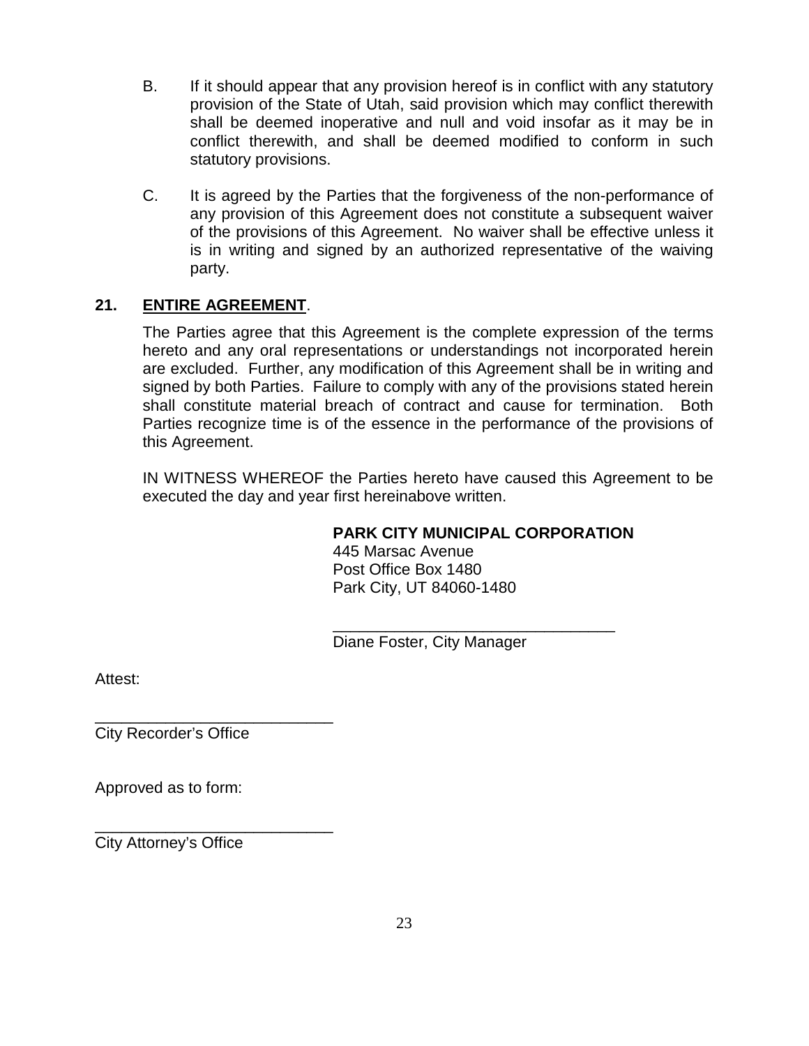B. If it should appear that any provision hereof is in conflict with any statutory provision of the State of Utah, said provision which may conflict therewith shall be deemed inoperative and null and void insofar as it may be in conflict therewith, and shall be deemed modified to conform in such statutory provisions.

C. It is agreed by the Parties that the forgiveness of the non-performance of any provision of this Agreement does not constitute a subsequent waiver of the provisions of this Agreement. No waiver shall be effective unless it is in writing and signed by an authorized representative of the waiving party.

**21. ENTIRE AGREEMENT**.

The Parties agree that this Agreement is the complete expression of the terms hereto and any oral representations or understandings not incorporated herein are excluded. Further, any modification of this Agreement shall be in writing and signed by both Parties. Failure to comply with any of the provisions stated herein shall constitute material breach of contract and cause for termination. Both Parties recognize time is of the essence in the performance of the provisions of this Agreement.

IN WITNESS WHEREOF the Parties hereto have caused this Agreement to be executed the day and year first hereinabove written.

**PARK CITY MUNICIPAL CORPORATION**
445 Marsac Avenue
Post Office Box 1480
Park City, UT 84060-1480

_________________________________
Diane Foster, City Manager

Attest:

____________________________
City Recorder's Office

Approved as to form:

____________________________
City Attorney's Office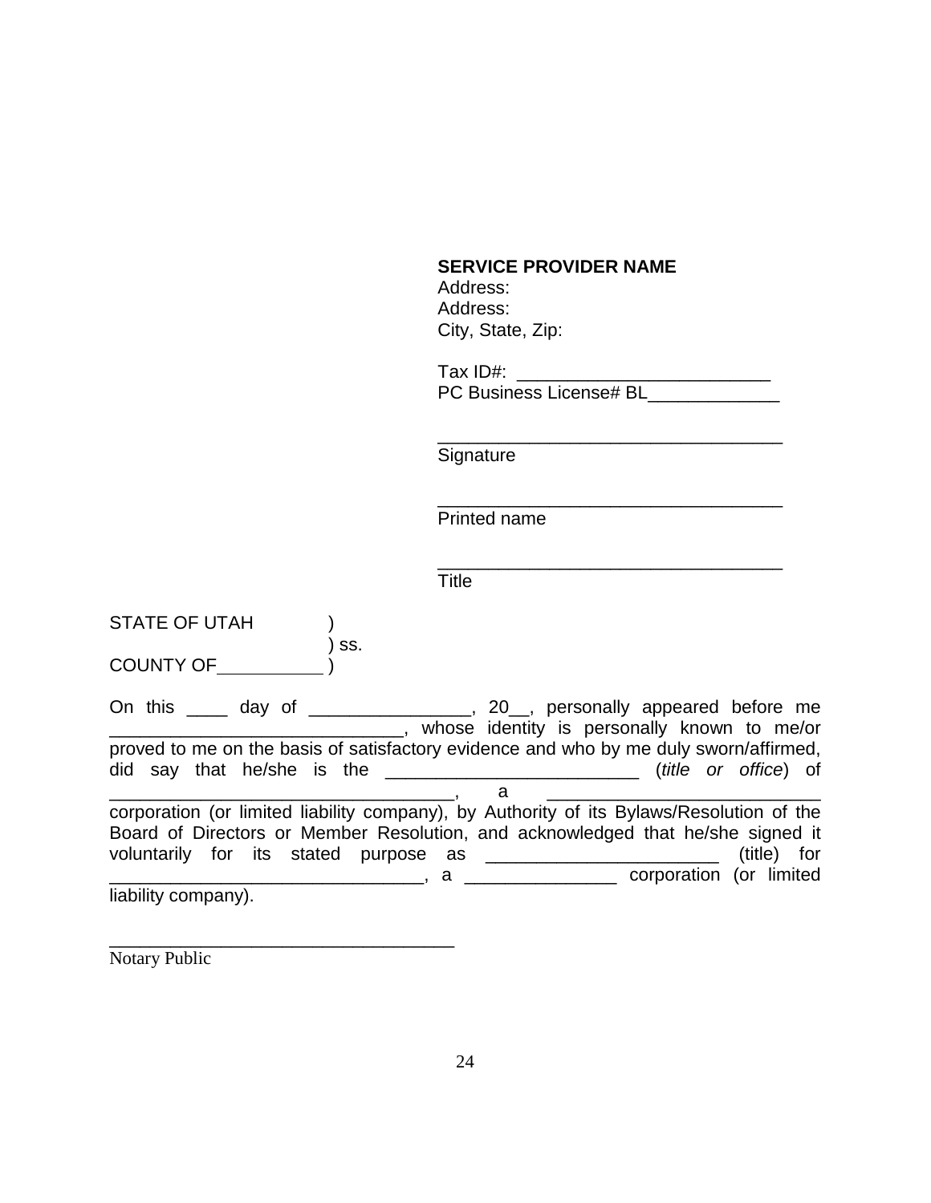**SERVICE PROVIDER NAME**
Address:
Address:
City, State, Zip:

Tax ID#: _________________________
PC Business License# BL_____________

___________________________________
Signature

___________________________________
Printed name

___________________________________
Title

STATE OF UTAH )
) ss.
COUNTY OF__________ )

On this ____ day of ________________, 20__, personally appeared before me _____________________________, whose identity is personally known to me/or proved to me on the basis of satisfactory evidence and who by me duly sworn/affirmed, did say that he/she is the _________________________ (*title or office*) of ___________________________________, a ___________________________ corporation (or limited liability company), by Authority of its Bylaws/Resolution of the Board of Directors or Member Resolution, and acknowledged that he/she signed it voluntarily for its stated purpose as _______________________ (title) for _______________________________, a _______________ corporation (or limited liability company).

___________________________________
Notary Public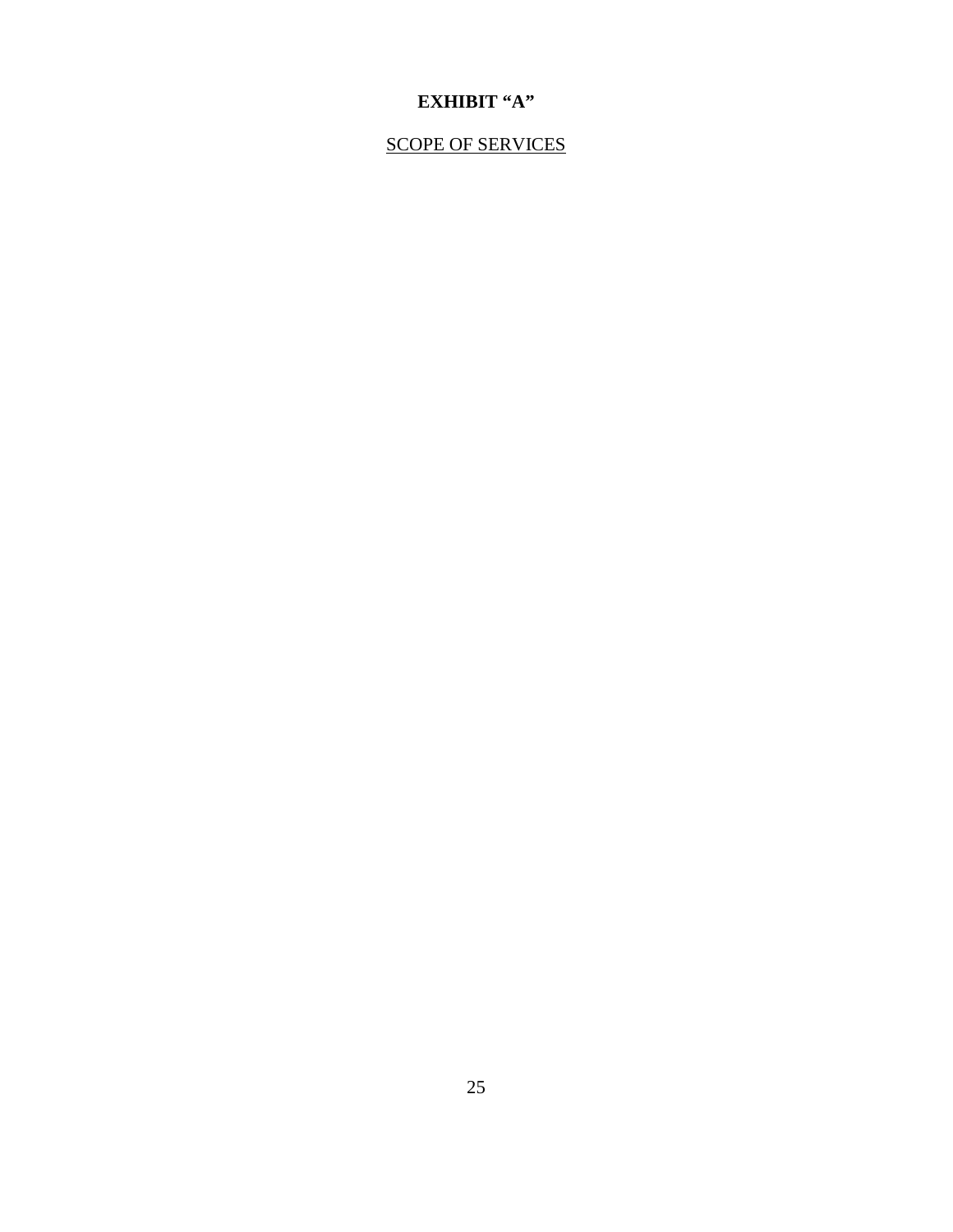# EXHIBIT "A"

<u>SCOPE OF SERVICES</u>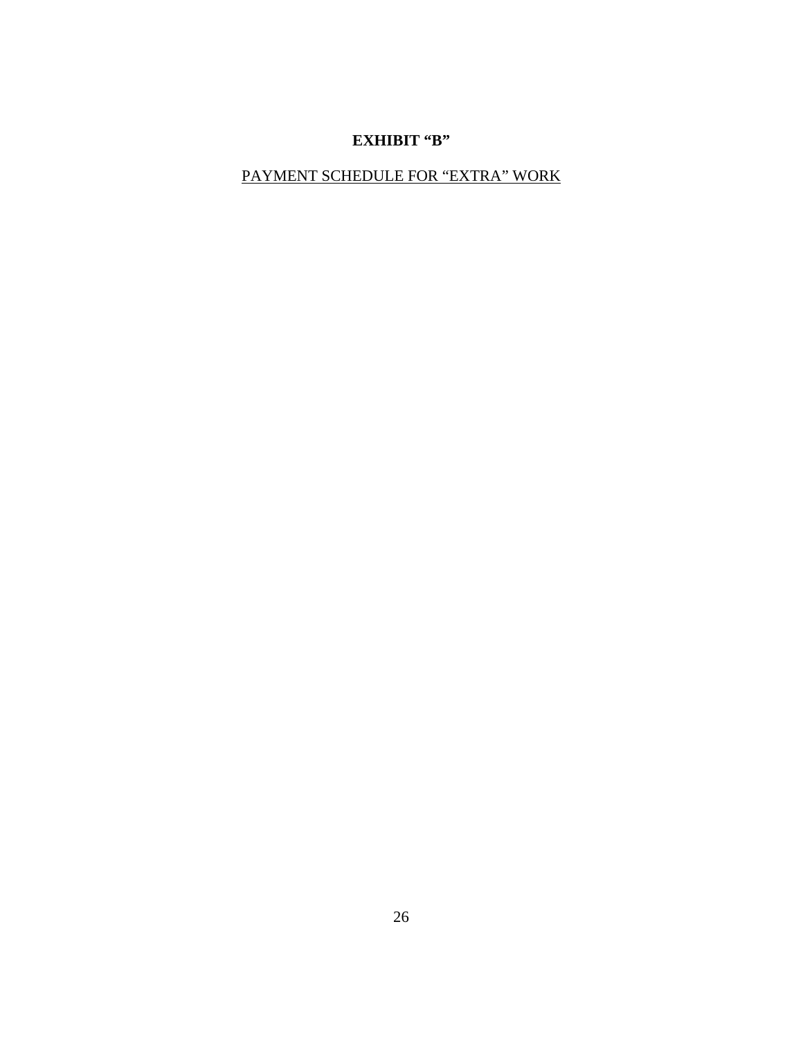# EXHIBIT "B"

PAYMENT SCHEDULE FOR "EXTRA" WORK